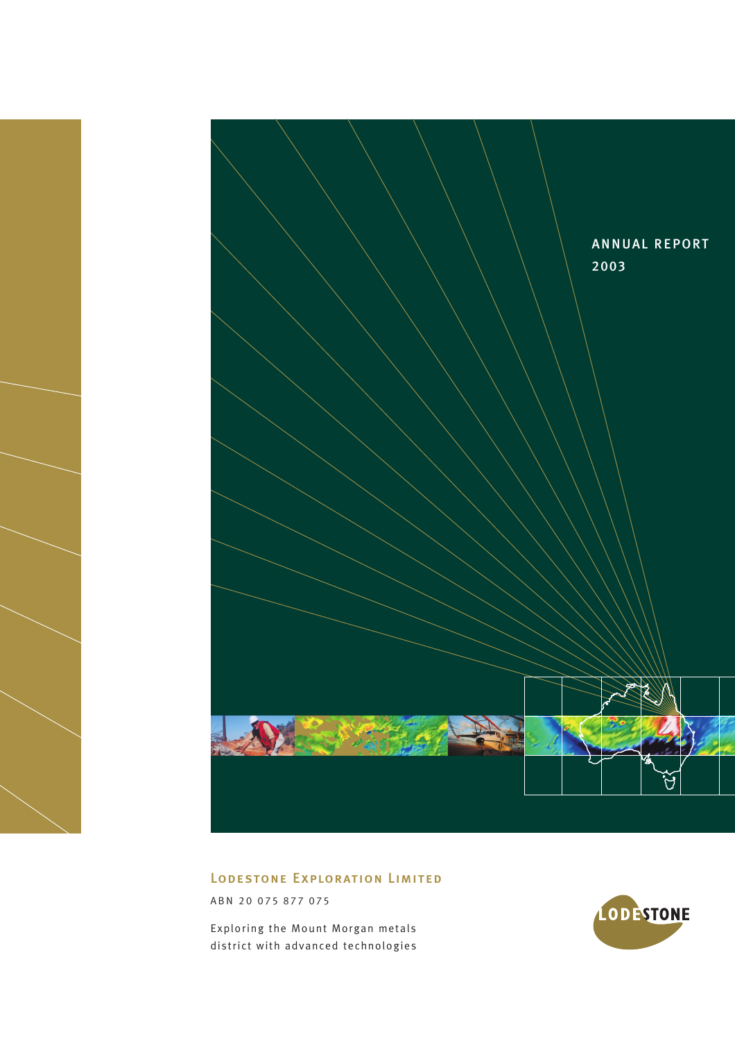# ANNUAL REPORT 2003

## Lodestone Exploration Limited

ABN 20 075 877 075

Exploring the Mount Morgan metals district with advanced technologies

LODESTONE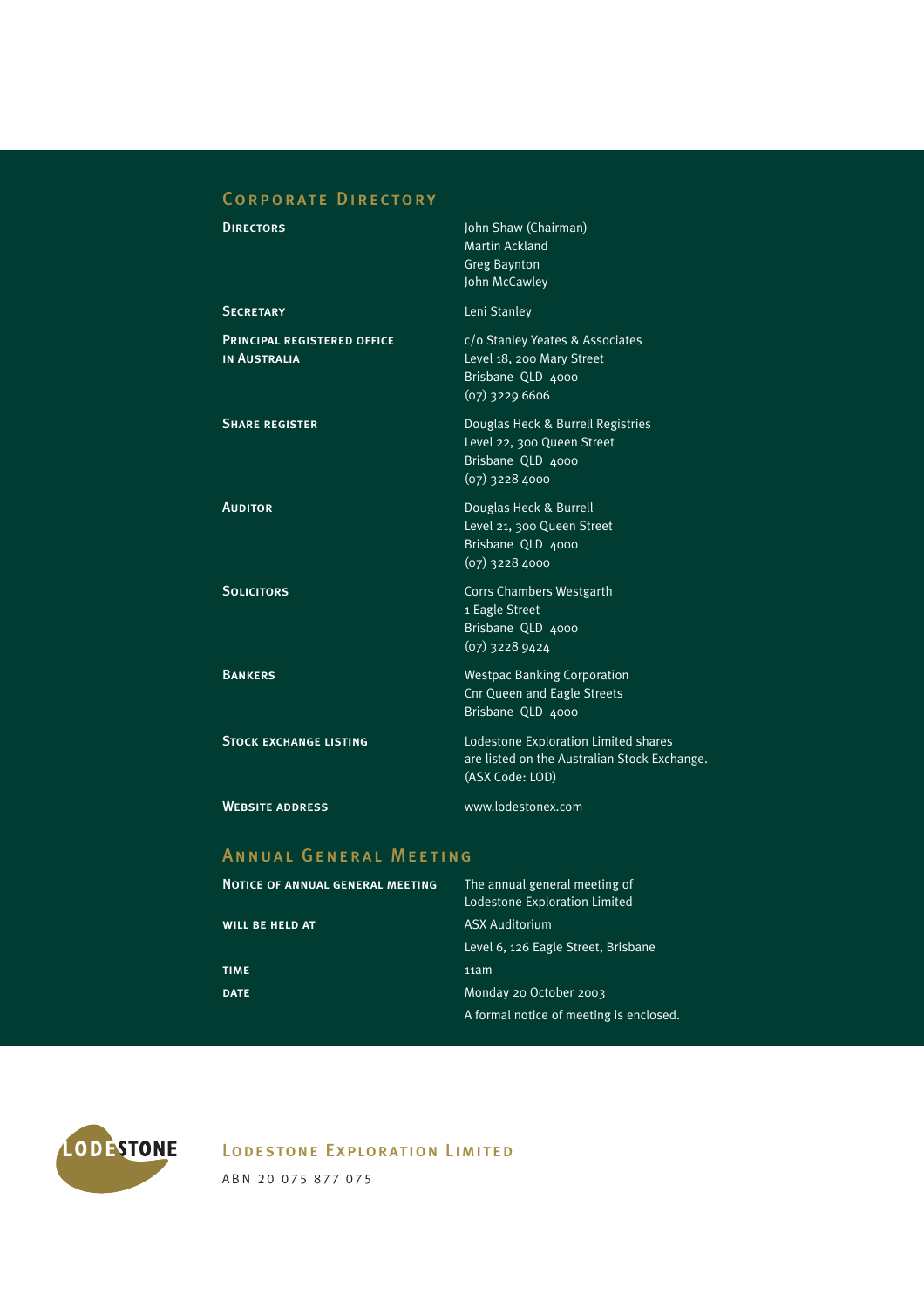## Corporate Directory

| | |
|---|---|
| **Directors** | John Shaw (Chairman)<br>Martin Ackland<br>Greg Baynton<br>John McCawley |
| **Secretary** | Leni Stanley |
| **Principal registered office in Australia** | c/o Stanley Yeates & Associates<br>Level 18, 200 Mary Street<br>Brisbane QLD 4000<br>(07) 3229 6606 |
| **Share register** | Douglas Heck & Burrell Registries<br>Level 22, 300 Queen Street<br>Brisbane QLD 4000<br>(07) 3228 4000 |
| **Auditor** | Douglas Heck & Burrell<br>Level 21, 300 Queen Street<br>Brisbane QLD 4000<br>(07) 3228 4000 |
| **Solicitors** | Corrs Chambers Westgarth<br>1 Eagle Street<br>Brisbane QLD 4000<br>(07) 3228 9424 |
| **Bankers** | Westpac Banking Corporation<br>Cnr Queen and Eagle Streets<br>Brisbane QLD 4000 |
| **Stock exchange listing** | Lodestone Exploration Limited shares are listed on the Australian Stock Exchange. (ASX Code: LOD) |
| **Website address** | www.lodestonex.com |

## Annual General Meeting

| | |
|---|---|
| **Notice of annual general meeting** | The annual general meeting of Lodestone Exploration Limited |
| **will be held at** | ASX Auditorium<br>Level 6, 126 Eagle Street, Brisbane |
| **time** | 11am |
| **date** | Monday 20 October 2003 |
| | A formal notice of meeting is enclosed. |

LODESTONE

## Lodestone Exploration Limited

ABN 20 075 877 075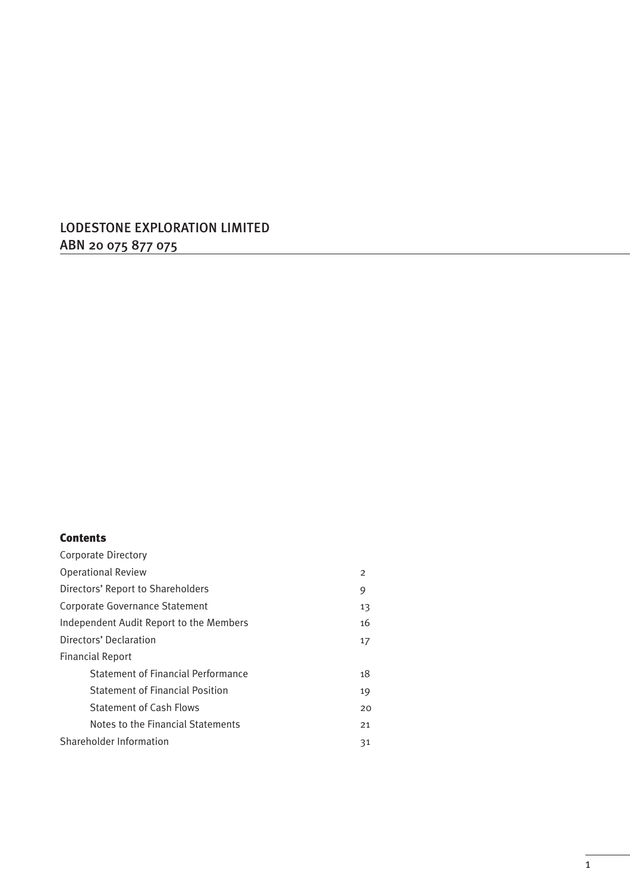# LODESTONE EXPLORATION LIMITED

ABN 20 075 877 075

## Contents

| | |
|---|---|
| Corporate Directory | |
| Operational Review | 2 |
| Directors' Report to Shareholders | 9 |
| Corporate Governance Statement | 13 |
| Independent Audit Report to the Members | 16 |
| Directors' Declaration | 17 |
| Financial Report | |
| Statement of Financial Performance | 18 |
| Statement of Financial Position | 19 |
| Statement of Cash Flows | 20 |
| Notes to the Financial Statements | 21 |
| Shareholder Information | 31 |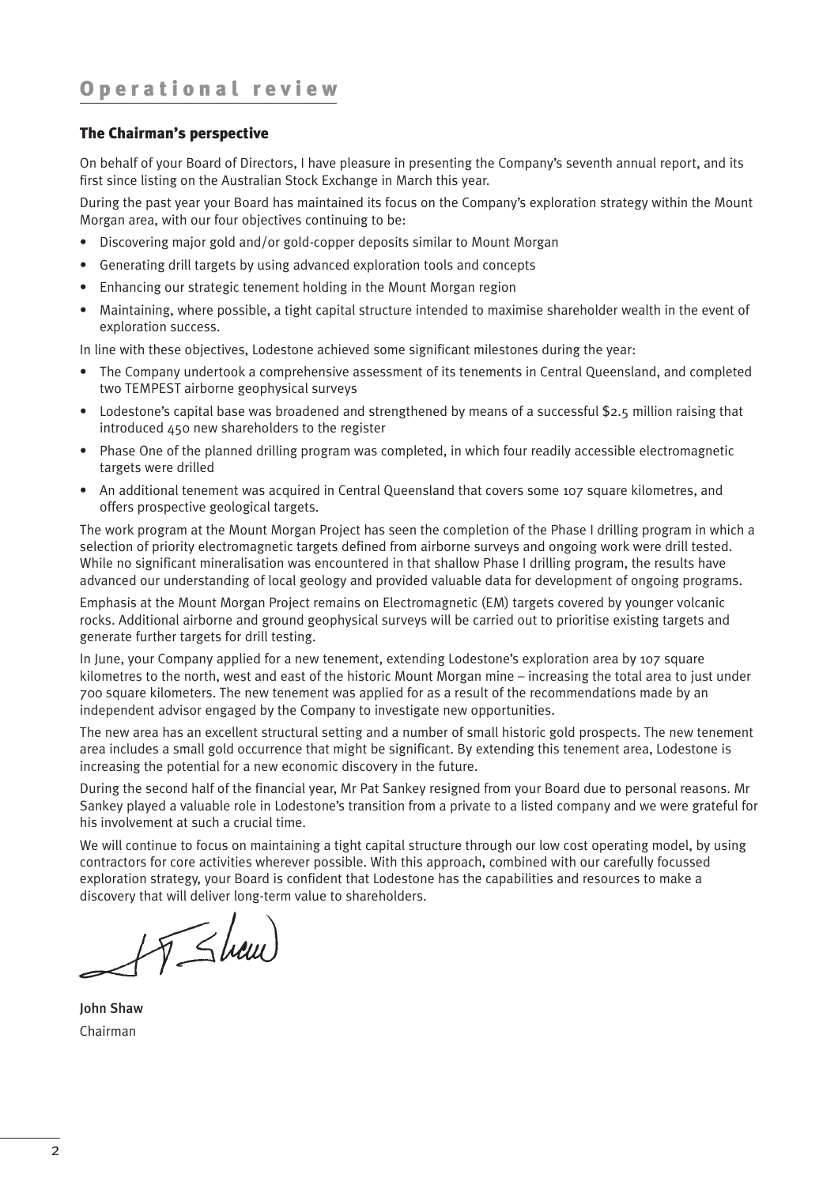# Operational review

## The Chairman's perspective

On behalf of your Board of Directors, I have pleasure in presenting the Company's seventh annual report, and its first since listing on the Australian Stock Exchange in March this year.

During the past year your Board has maintained its focus on the Company's exploration strategy within the Mount Morgan area, with our four objectives continuing to be:

- Discovering major gold and/or gold-copper deposits similar to Mount Morgan
- Generating drill targets by using advanced exploration tools and concepts
- Enhancing our strategic tenement holding in the Mount Morgan region
- Maintaining, where possible, a tight capital structure intended to maximise shareholder wealth in the event of exploration success.

In line with these objectives, Lodestone achieved some significant milestones during the year:

- The Company undertook a comprehensive assessment of its tenements in Central Queensland, and completed two TEMPEST airborne geophysical surveys
- Lodestone's capital base was broadened and strengthened by means of a successful $2.5 million raising that introduced 450 new shareholders to the register
- Phase One of the planned drilling program was completed, in which four readily accessible electromagnetic targets were drilled
- An additional tenement was acquired in Central Queensland that covers some 107 square kilometres, and offers prospective geological targets.

The work program at the Mount Morgan Project has seen the completion of the Phase I drilling program in which a selection of priority electromagnetic targets defined from airborne surveys and ongoing work were drill tested. While no significant mineralisation was encountered in that shallow Phase I drilling program, the results have advanced our understanding of local geology and provided valuable data for development of ongoing programs.

Emphasis at the Mount Morgan Project remains on Electromagnetic (EM) targets covered by younger volcanic rocks. Additional airborne and ground geophysical surveys will be carried out to prioritise existing targets and generate further targets for drill testing.

In June, your Company applied for a new tenement, extending Lodestone's exploration area by 107 square kilometres to the north, west and east of the historic Mount Morgan mine – increasing the total area to just under 700 square kilometers. The new tenement was applied for as a result of the recommendations made by an independent advisor engaged by the Company to investigate new opportunities.

The new area has an excellent structural setting and a number of small historic gold prospects. The new tenement area includes a small gold occurrence that might be significant. By extending this tenement area, Lodestone is increasing the potential for a new economic discovery in the future.

During the second half of the financial year, Mr Pat Sankey resigned from your Board due to personal reasons. Mr Sankey played a valuable role in Lodestone's transition from a private to a listed company and we were grateful for his involvement at such a crucial time.

We will continue to focus on maintaining a tight capital structure through our low cost operating model, by using contractors for core activities wherever possible. With this approach, combined with our carefully focussed exploration strategy, your Board is confident that Lodestone has the capabilities and resources to make a discovery that will deliver long-term value to shareholders.

John Shaw
Chairman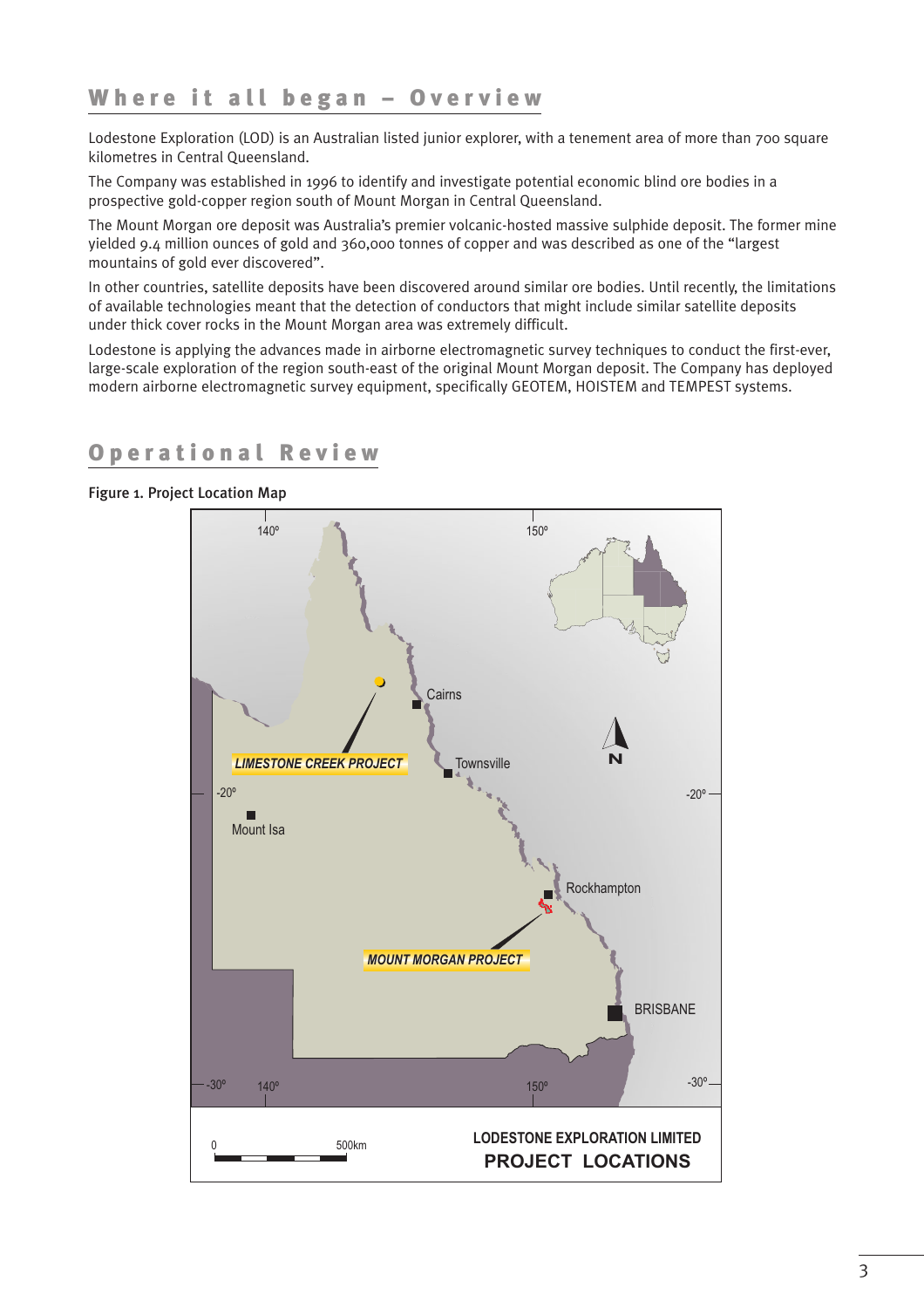## Where it all began – Overview

Lodestone Exploration (LOD) is an Australian listed junior explorer, with a tenement area of more than 700 square kilometres in Central Queensland.

The Company was established in 1996 to identify and investigate potential economic blind ore bodies in a prospective gold-copper region south of Mount Morgan in Central Queensland.

The Mount Morgan ore deposit was Australia's premier volcanic-hosted massive sulphide deposit. The former mine yielded 9.4 million ounces of gold and 360,000 tonnes of copper and was described as one of the "largest mountains of gold ever discovered".

In other countries, satellite deposits have been discovered around similar ore bodies. Until recently, the limitations of available technologies meant that the detection of conductors that might include similar satellite deposits under thick cover rocks in the Mount Morgan area was extremely difficult.

Lodestone is applying the advances made in airborne electromagnetic survey techniques to conduct the first-ever, large-scale exploration of the region south-east of the original Mount Morgan deposit. The Company has deployed modern airborne electromagnetic survey equipment, specifically GEOTEM, HOISTEM and TEMPEST systems.

## Operational Review

**Figure 1. Project Location Map**

140º 150º

LIMESTONE CREEK PROJECT

Cairns

Townsville

Mount Isa

-20º -20º

Rockhampton

MOUNT MORGAN PROJECT

BRISBANE

-30º 140º 150º -30º

N

0 500km

LODESTONE EXPLORATION LIMITED
PROJECT LOCATIONS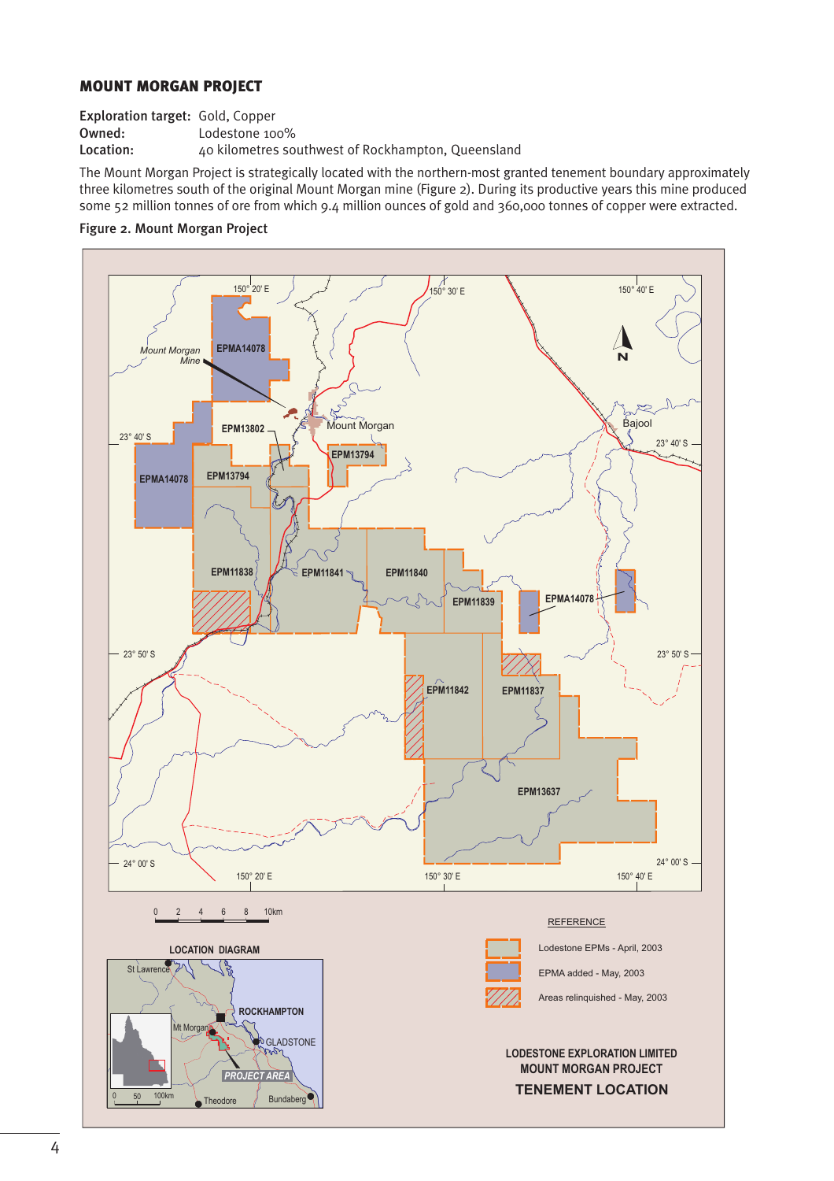## MOUNT MORGAN PROJECT

**Exploration target:** Gold, Copper
**Owned:** Lodestone 100%
**Location:** 40 kilometres southwest of Rockhampton, Queensland

The Mount Morgan Project is strategically located with the northern-most granted tenement boundary approximately three kilometres south of the original Mount Morgan mine (Figure 2). During its productive years this mine produced some 52 million tonnes of ore from which 9.4 million ounces of gold and 360,000 tonnes of copper were extracted.

Figure 2. Mount Morgan Project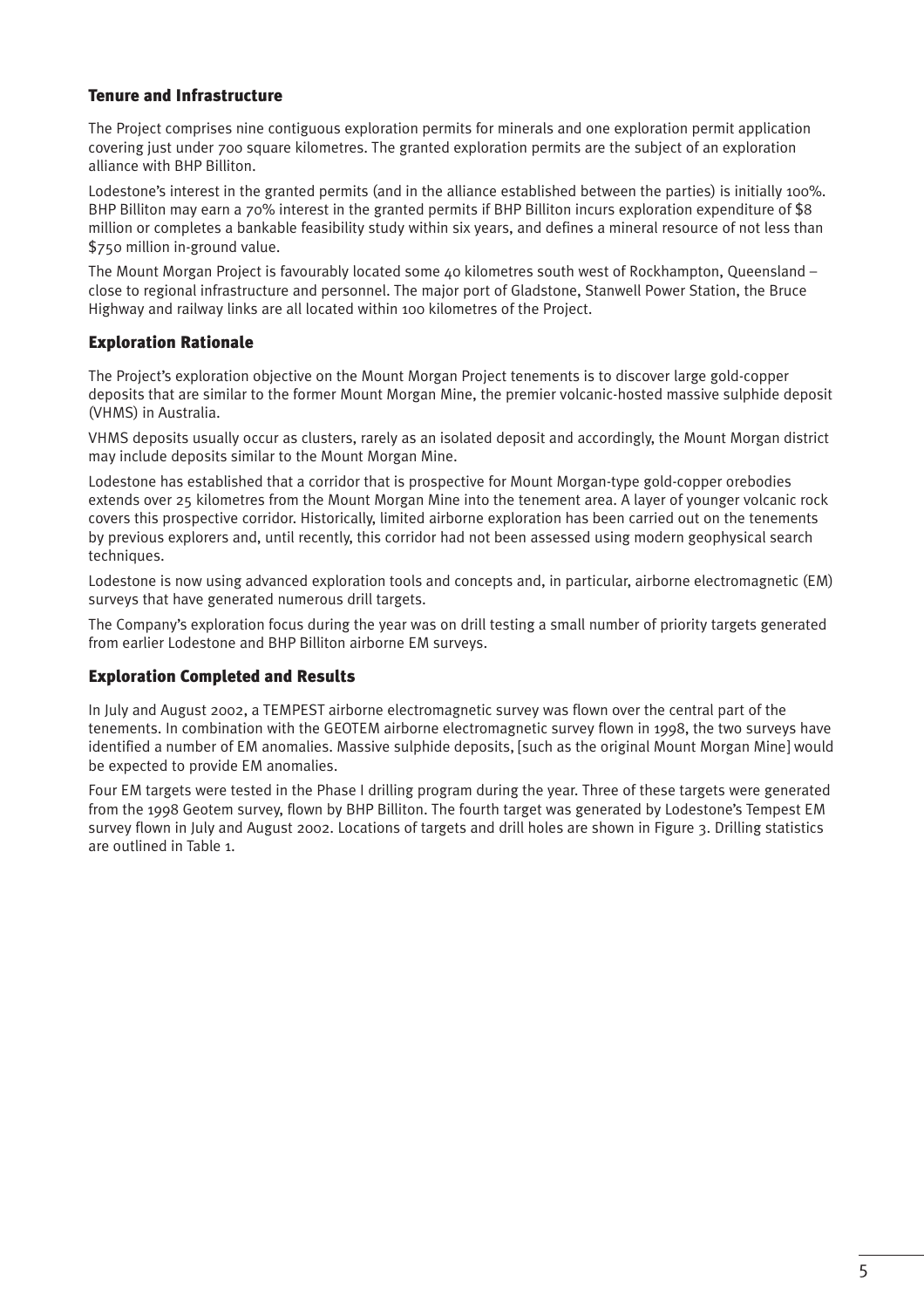## Tenure and Infrastructure

The Project comprises nine contiguous exploration permits for minerals and one exploration permit application covering just under 700 square kilometres. The granted exploration permits are the subject of an exploration alliance with BHP Billiton.

Lodestone's interest in the granted permits (and in the alliance established between the parties) is initially 100%. BHP Billiton may earn a 70% interest in the granted permits if BHP Billiton incurs exploration expenditure of $8 million or completes a bankable feasibility study within six years, and defines a mineral resource of not less than $750 million in-ground value.

The Mount Morgan Project is favourably located some 40 kilometres south west of Rockhampton, Queensland – close to regional infrastructure and personnel. The major port of Gladstone, Stanwell Power Station, the Bruce Highway and railway links are all located within 100 kilometres of the Project.

## Exploration Rationale

The Project's exploration objective on the Mount Morgan Project tenements is to discover large gold-copper deposits that are similar to the former Mount Morgan Mine, the premier volcanic-hosted massive sulphide deposit (VHMS) in Australia.

VHMS deposits usually occur as clusters, rarely as an isolated deposit and accordingly, the Mount Morgan district may include deposits similar to the Mount Morgan Mine.

Lodestone has established that a corridor that is prospective for Mount Morgan-type gold-copper orebodies extends over 25 kilometres from the Mount Morgan Mine into the tenement area. A layer of younger volcanic rock covers this prospective corridor. Historically, limited airborne exploration has been carried out on the tenements by previous explorers and, until recently, this corridor had not been assessed using modern geophysical search techniques.

Lodestone is now using advanced exploration tools and concepts and, in particular, airborne electromagnetic (EM) surveys that have generated numerous drill targets.

The Company's exploration focus during the year was on drill testing a small number of priority targets generated from earlier Lodestone and BHP Billiton airborne EM surveys.

## Exploration Completed and Results

In July and August 2002, a TEMPEST airborne electromagnetic survey was flown over the central part of the tenements. In combination with the GEOTEM airborne electromagnetic survey flown in 1998, the two surveys have identified a number of EM anomalies. Massive sulphide deposits, [such as the original Mount Morgan Mine] would be expected to provide EM anomalies.

Four EM targets were tested in the Phase I drilling program during the year. Three of these targets were generated from the 1998 Geotem survey, flown by BHP Billiton. The fourth target was generated by Lodestone's Tempest EM survey flown in July and August 2002. Locations of targets and drill holes are shown in Figure 3. Drilling statistics are outlined in Table 1.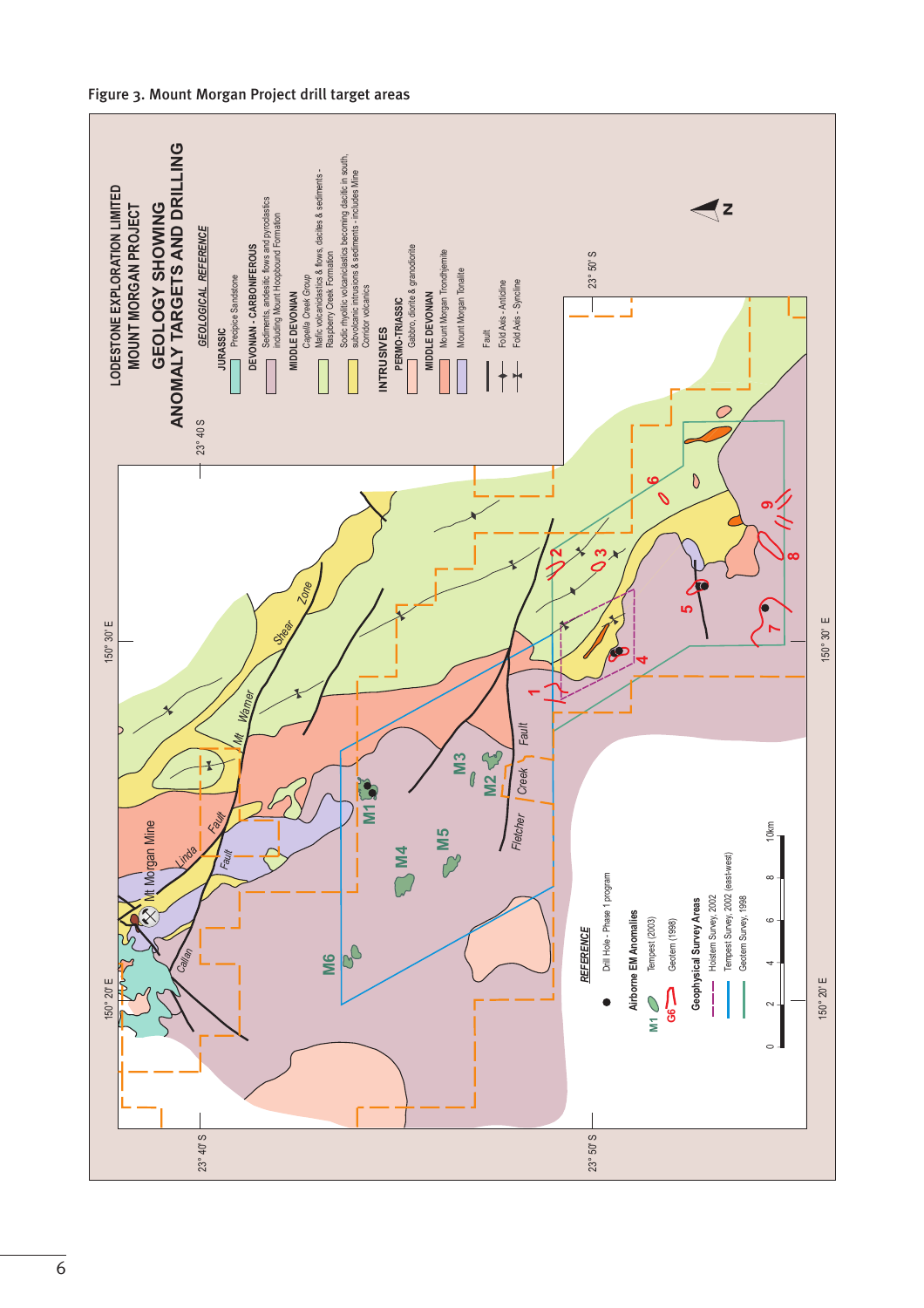Figure 3. Mount Morgan Project drill target areas

LODESTONE EXPLORATION LIMITED
MOUNT MORGAN PROJECT
GEOLOGY SHOWING
ANOMALY TARGETS AND DRILLING

GEOLOGICAL REFERENCE

JURASSIC
Precipice Sandstone

DEVONIAN - CARBONIFEROUS
Sediments, andesitic flows and pyroclastics including Mount Hoopbound Formation

MIDDLE DEVONIAN
Capella Creek Group
Mafic volcaniclastics & flows, dacites & sediments - Raspberry Creek Formation
Sodic rhyolitic volcaniclastics becoming dacitic in south, subvolcanic intrusions & sediments - includes Mine Corridor volcanics

INTRUSIVES
PERMO-TRIASSIC
Gabbro, diorite & granodiorite
MIDDLE DEVONIAN
Mount Morgan Trondhjemite
Mount Morgan Tonalite

Fault
Fold Axis - Anticline
Fold Axis - Syncline

REFERENCE
Drill Hole - Phase 1 program
Airborne EM Anomalies
M1 Tempest (2003)
G6 Geotem (1998)
Geophysical Survey Areas
Hoistem Survey, 2002
Tempest Survey, 2002 (east-west)
Geotem Survey, 1998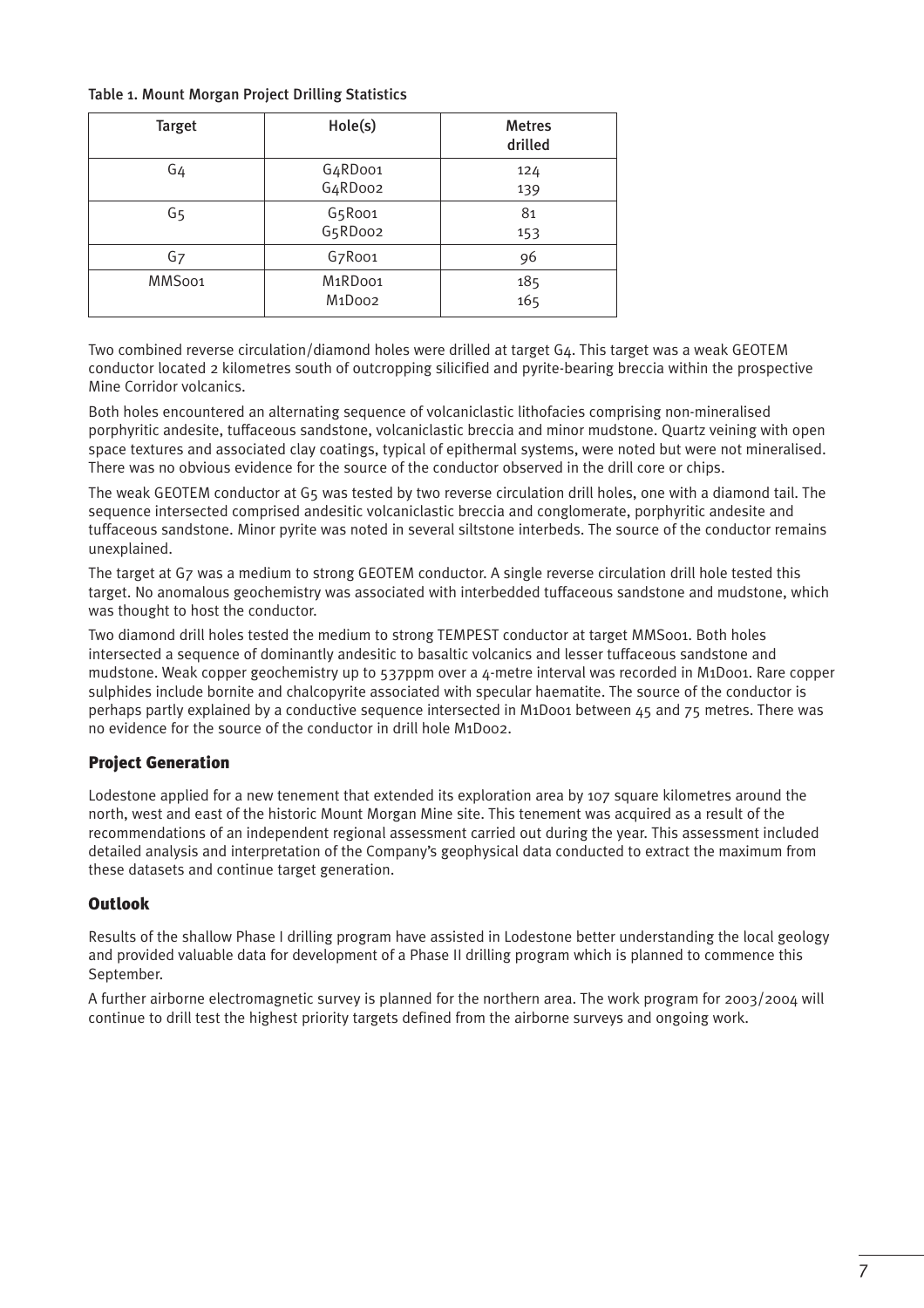Table 1. Mount Morgan Project Drilling Statistics

| Target | Hole(s) | Metres drilled |
|---|---|---|
| G4 | G4RD001<br>G4RD002 | 124<br>139 |
| G5 | G5R001<br>G5RD002 | 81<br>153 |
| G7 | G7R001 | 96 |
| MMS001 | M1RD001<br>M1D002 | 185<br>165 |

Two combined reverse circulation/diamond holes were drilled at target G4. This target was a weak GEOTEM conductor located 2 kilometres south of outcropping silicified and pyrite-bearing breccia within the prospective Mine Corridor volcanics.

Both holes encountered an alternating sequence of volcaniclastic lithofacies comprising non-mineralised porphyritic andesite, tuffaceous sandstone, volcaniclastic breccia and minor mudstone. Quartz veining with open space textures and associated clay coatings, typical of epithermal systems, were noted but were not mineralised. There was no obvious evidence for the source of the conductor observed in the drill core or chips.

The weak GEOTEM conductor at G5 was tested by two reverse circulation drill holes, one with a diamond tail. The sequence intersected comprised andesitic volcaniclastic breccia and conglomerate, porphyritic andesite and tuffaceous sandstone. Minor pyrite was noted in several siltstone interbeds. The source of the conductor remains unexplained.

The target at G7 was a medium to strong GEOTEM conductor. A single reverse circulation drill hole tested this target. No anomalous geochemistry was associated with interbedded tuffaceous sandstone and mudstone, which was thought to host the conductor.

Two diamond drill holes tested the medium to strong TEMPEST conductor at target MMS001. Both holes intersected a sequence of dominantly andesitic to basaltic volcanics and lesser tuffaceous sandstone and mudstone. Weak copper geochemistry up to 537ppm over a 4-metre interval was recorded in M1D001. Rare copper sulphides include bornite and chalcopyrite associated with specular haematite. The source of the conductor is perhaps partly explained by a conductive sequence intersected in M1D001 between 45 and 75 metres. There was no evidence for the source of the conductor in drill hole M1D002.

## Project Generation

Lodestone applied for a new tenement that extended its exploration area by 107 square kilometres around the north, west and east of the historic Mount Morgan Mine site. This tenement was acquired as a result of the recommendations of an independent regional assessment carried out during the year. This assessment included detailed analysis and interpretation of the Company's geophysical data conducted to extract the maximum from these datasets and continue target generation.

## Outlook

Results of the shallow Phase I drilling program have assisted in Lodestone better understanding the local geology and provided valuable data for development of a Phase II drilling program which is planned to commence this September.

A further airborne electromagnetic survey is planned for the northern area. The work program for 2003/2004 will continue to drill test the highest priority targets defined from the airborne surveys and ongoing work.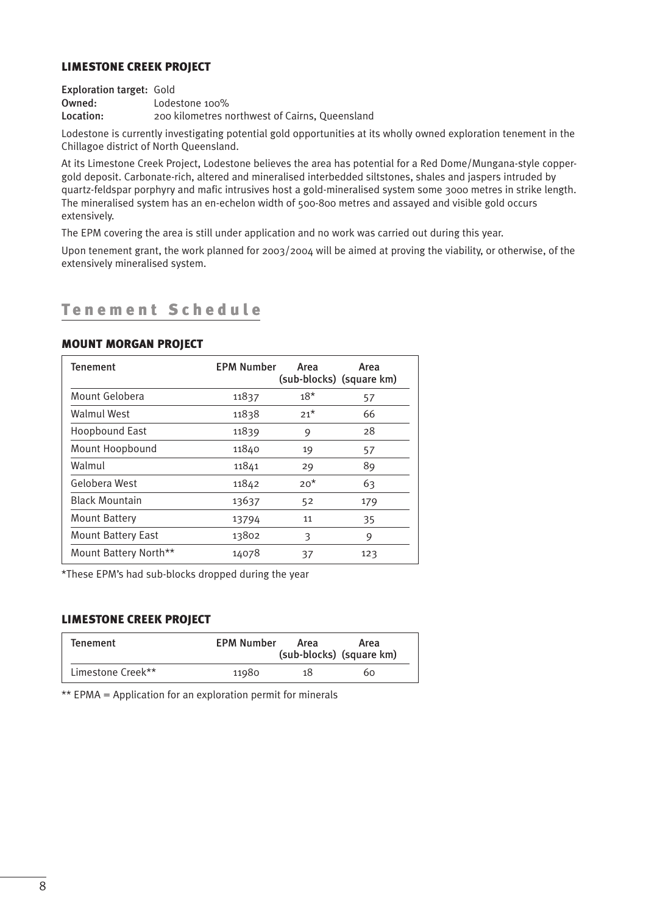### LIMESTONE CREEK PROJECT

**Exploration target:** Gold
**Owned:** Lodestone 100%
**Location:** 200 kilometres northwest of Cairns, Queensland

Lodestone is currently investigating potential gold opportunities at its wholly owned exploration tenement in the Chillagoe district of North Queensland.

At its Limestone Creek Project, Lodestone believes the area has potential for a Red Dome/Mungana-style copper-gold deposit. Carbonate-rich, altered and mineralised interbedded siltstones, shales and jaspers intruded by quartz-feldspar porphyry and mafic intrusives host a gold-mineralised system some 3000 metres in strike length. The mineralised system has an en-echelon width of 500-800 metres and assayed and visible gold occurs extensively.

The EPM covering the area is still under application and no work was carried out during this year.

Upon tenement grant, the work planned for 2003/2004 will be aimed at proving the viability, or otherwise, of the extensively mineralised system.

## Tenement Schedule

### MOUNT MORGAN PROJECT

| Tenement | EPM Number | Area (sub-blocks) | Area (square km) |
|---|---|---|---|
| Mount Gelobera | 11837 | 18* | 57 |
| Walmul West | 11838 | 21* | 66 |
| Hoopbound East | 11839 | 9 | 28 |
| Mount Hoopbound | 11840 | 19 | 57 |
| Walmul | 11841 | 29 | 89 |
| Gelobera West | 11842 | 20* | 63 |
| Black Mountain | 13637 | 52 | 179 |
| Mount Battery | 13794 | 11 | 35 |
| Mount Battery East | 13802 | 3 | 9 |
| Mount Battery North** | 14078 | 37 | 123 |

*These EPM's had sub-blocks dropped during the year

### LIMESTONE CREEK PROJECT

| Tenement | EPM Number | Area (sub-blocks) | Area (square km) |
|---|---|---|---|
| Limestone Creek** | 11980 | 18 | 60 |

** EPMA = Application for an exploration permit for minerals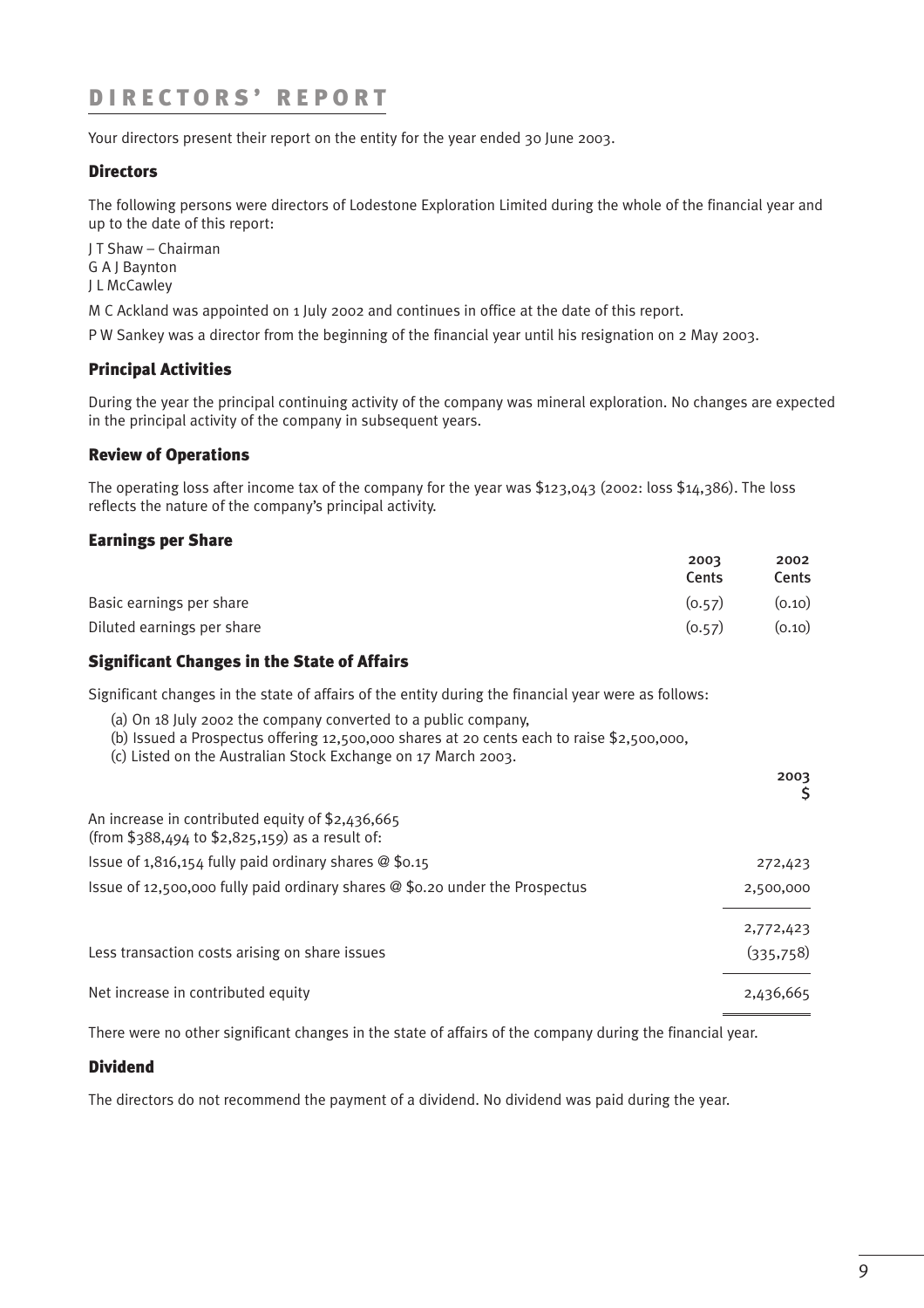# DIRECTORS' REPORT

Your directors present their report on the entity for the year ended 30 June 2003.

## Directors

The following persons were directors of Lodestone Exploration Limited during the whole of the financial year and up to the date of this report:

J T Shaw – Chairman
G A J Baynton
J L McCawley

M C Ackland was appointed on 1 July 2002 and continues in office at the date of this report.

P W Sankey was a director from the beginning of the financial year until his resignation on 2 May 2003.

## Principal Activities

During the year the principal continuing activity of the company was mineral exploration. No changes are expected in the principal activity of the company in subsequent years.

## Review of Operations

The operating loss after income tax of the company for the year was $123,043 (2002: loss $14,386). The loss reflects the nature of the company's principal activity.

## Earnings per Share

| | 2003 Cents | 2002 Cents |
|---|---|---|
| Basic earnings per share | (0.57) | (0.10) |
| Diluted earnings per share | (0.57) | (0.10) |

## Significant Changes in the State of Affairs

Significant changes in the state of affairs of the entity during the financial year were as follows:

(a) On 18 July 2002 the company converted to a public company,
(b) Issued a Prospectus offering 12,500,000 shares at 20 cents each to raise $2,500,000,
(c) Listed on the Australian Stock Exchange on 17 March 2003.

| | 2003 $ |
|---|---|
| An increase in contributed equity of $2,436,665 (from $388,494 to $2,825,159) as a result of: | |
| Issue of 1,816,154 fully paid ordinary shares @ $0.15 | 272,423 |
| Issue of 12,500,000 fully paid ordinary shares @ $0.20 under the Prospectus | 2,500,000 |
| | 2,772,423 |
| Less transaction costs arising on share issues | (335,758) |
| Net increase in contributed equity | 2,436,665 |

There were no other significant changes in the state of affairs of the company during the financial year.

## Dividend

The directors do not recommend the payment of a dividend. No dividend was paid during the year.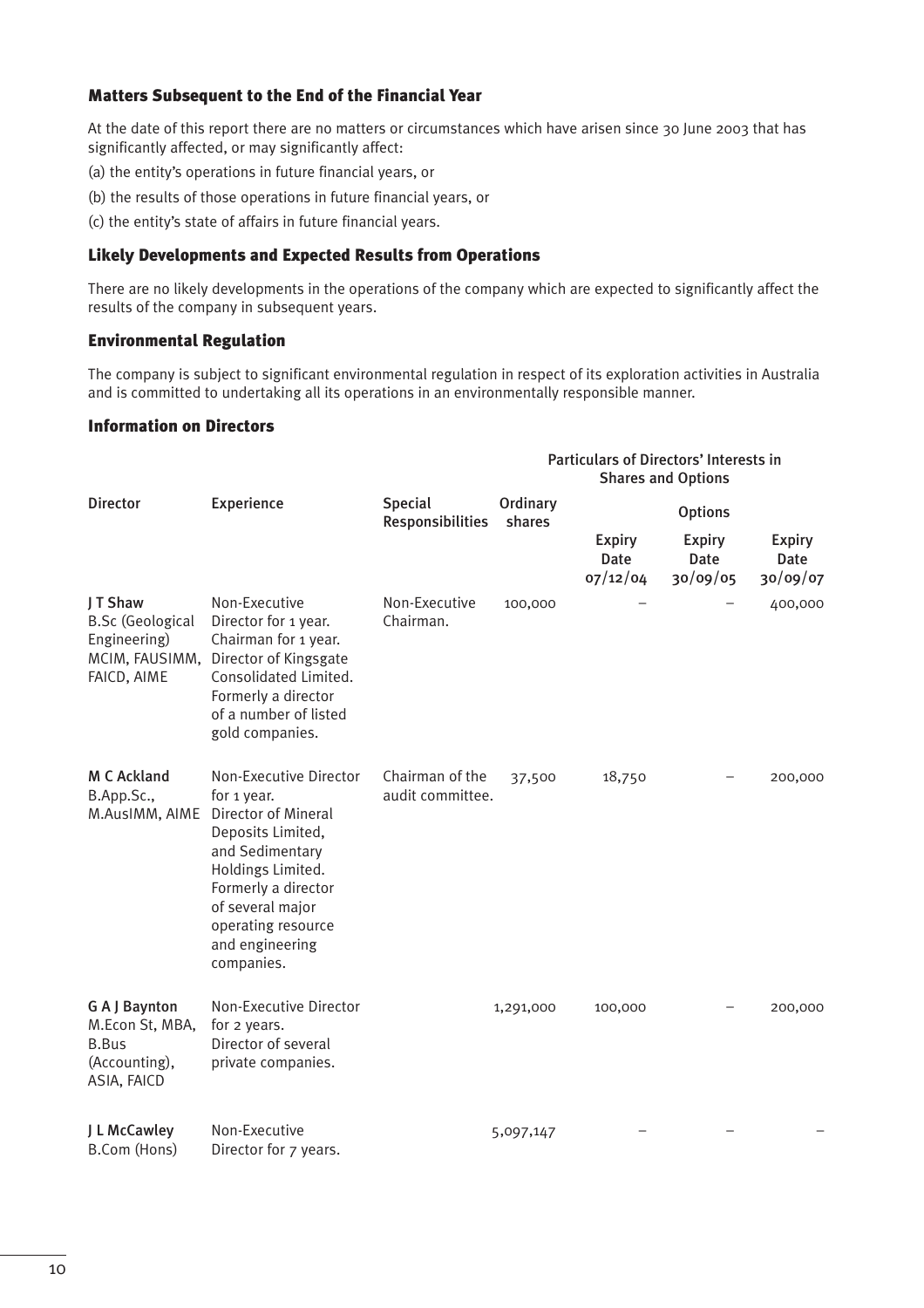### Matters Subsequent to the End of the Financial Year

At the date of this report there are no matters or circumstances which have arisen since 30 June 2003 that has significantly affected, or may significantly affect:

(a) the entity's operations in future financial years, or

(b) the results of those operations in future financial years, or

(c) the entity's state of affairs in future financial years.

### Likely Developments and Expected Results from Operations

There are no likely developments in the operations of the company which are expected to significantly affect the results of the company in subsequent years.

### Environmental Regulation

The company is subject to significant environmental regulation in respect of its exploration activities in Australia and is committed to undertaking all its operations in an environmentally responsible manner.

### Information on Directors

| Director | Experience | Special Responsibilities | Particulars of Directors' Interests in Shares and Options | | | |
|---|---|---|---|---|---|---|
| | | | Ordinary shares | Options | | |
| | | | | Expiry Date 07/12/04 | Expiry Date 30/09/05 | Expiry Date 30/09/07 |
| **J T Shaw** B.Sc (Geological Engineering) MCIM, FAUSIMM, FAICD, AIME | Non-Executive Director for 1 year. Chairman for 1 year. Director of Kingsgate Consolidated Limited. Formerly a director of a number of listed gold companies. | Non-Executive Chairman. | 100,000 | – | – | 400,000 |
| **M C Ackland** B.App.Sc., M.AusIMM, AIME | Non-Executive Director for 1 year. Director of Mineral Deposits Limited, and Sedimentary Holdings Limited. Formerly a director of several major operating resource and engineering companies. | Chairman of the audit committee. | 37,500 | 18,750 | – | 200,000 |
| **G A J Baynton** M.Econ St, MBA, B.Bus (Accounting), ASIA, FAICD | Non-Executive Director for 2 years. Director of several private companies. | | 1,291,000 | 100,000 | – | 200,000 |
| **J L McCawley** B.Com (Hons) | Non-Executive Director for 7 years. | | 5,097,147 | – | – | – |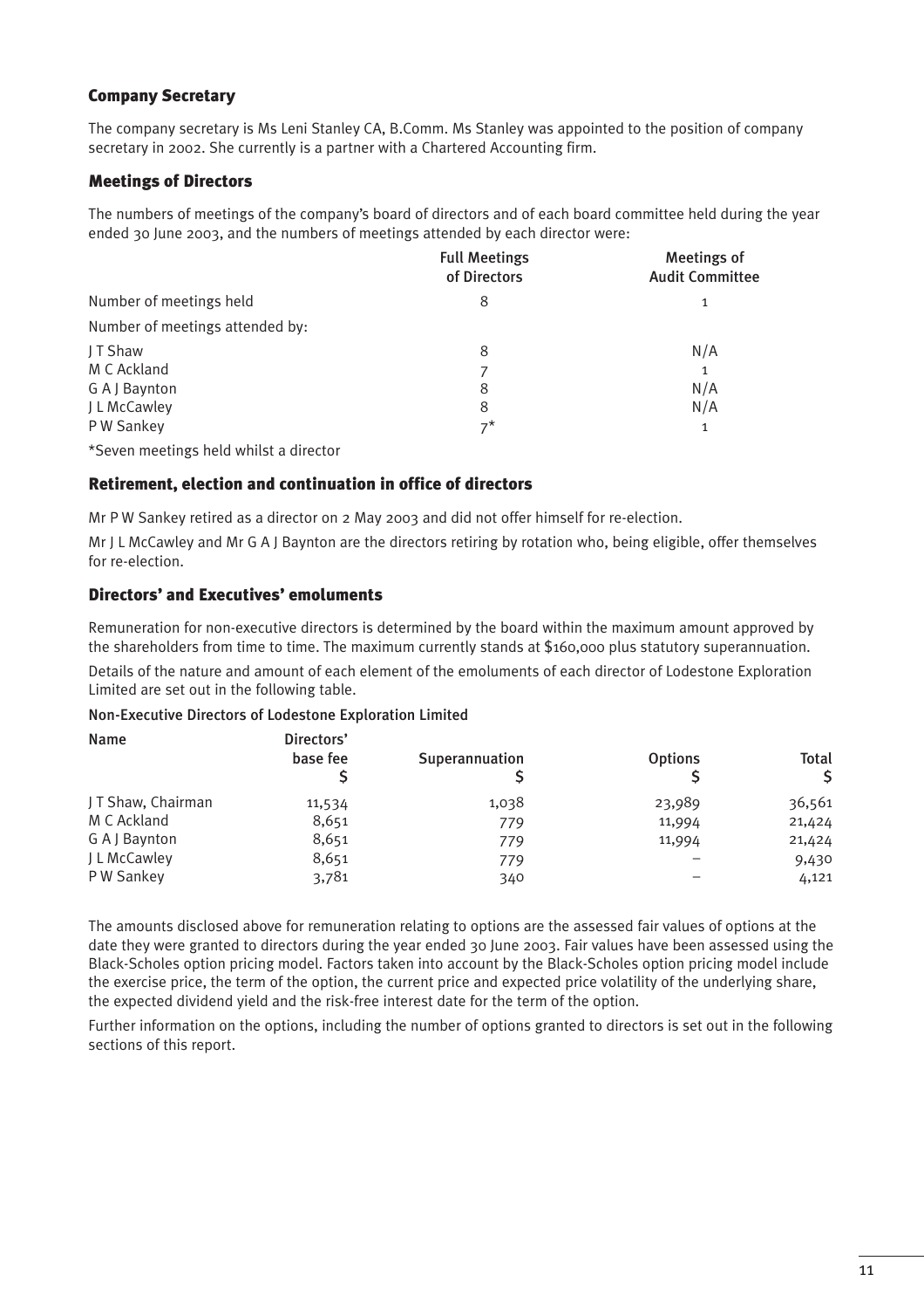## Company Secretary

The company secretary is Ms Leni Stanley CA, B.Comm. Ms Stanley was appointed to the position of company secretary in 2002. She currently is a partner with a Chartered Accounting firm.

## Meetings of Directors

The numbers of meetings of the company's board of directors and of each board committee held during the year ended 30 June 2003, and the numbers of meetings attended by each director were:

| | Full Meetings of Directors | Meetings of Audit Committee |
|---|---|---|
| Number of meetings held | 8 | 1 |
| Number of meetings attended by: | | |
| J T Shaw | 8 | N/A |
| M C Ackland | 7 | 1 |
| G A J Baynton | 8 | N/A |
| J L McCawley | 8 | N/A |
| P W Sankey | 7* | 1 |

*Seven meetings held whilst a director

## Retirement, election and continuation in office of directors

Mr P W Sankey retired as a director on 2 May 2003 and did not offer himself for re-election.

Mr J L McCawley and Mr G A J Baynton are the directors retiring by rotation who, being eligible, offer themselves for re-election.

## Directors' and Executives' emoluments

Remuneration for non-executive directors is determined by the board within the maximum amount approved by the shareholders from time to time. The maximum currently stands at $160,000 plus statutory superannuation.

Details of the nature and amount of each element of the emoluments of each director of Lodestone Exploration Limited are set out in the following table.

**Non-Executive Directors of Lodestone Exploration Limited**

| Name | Directors' base fee $ | Superannuation $ | Options $ | Total $ |
|---|---|---|---|---|
| J T Shaw, Chairman | 11,534 | 1,038 | 23,989 | 36,561 |
| M C Ackland | 8,651 | 779 | 11,994 | 21,424 |
| G A J Baynton | 8,651 | 779 | 11,994 | 21,424 |
| J L McCawley | 8,651 | 779 | – | 9,430 |
| P W Sankey | 3,781 | 340 | – | 4,121 |

The amounts disclosed above for remuneration relating to options are the assessed fair values of options at the date they were granted to directors during the year ended 30 June 2003. Fair values have been assessed using the Black-Scholes option pricing model. Factors taken into account by the Black-Scholes option pricing model include the exercise price, the term of the option, the current price and expected price volatility of the underlying share, the expected dividend yield and the risk-free interest date for the term of the option.

Further information on the options, including the number of options granted to directors is set out in the following sections of this report.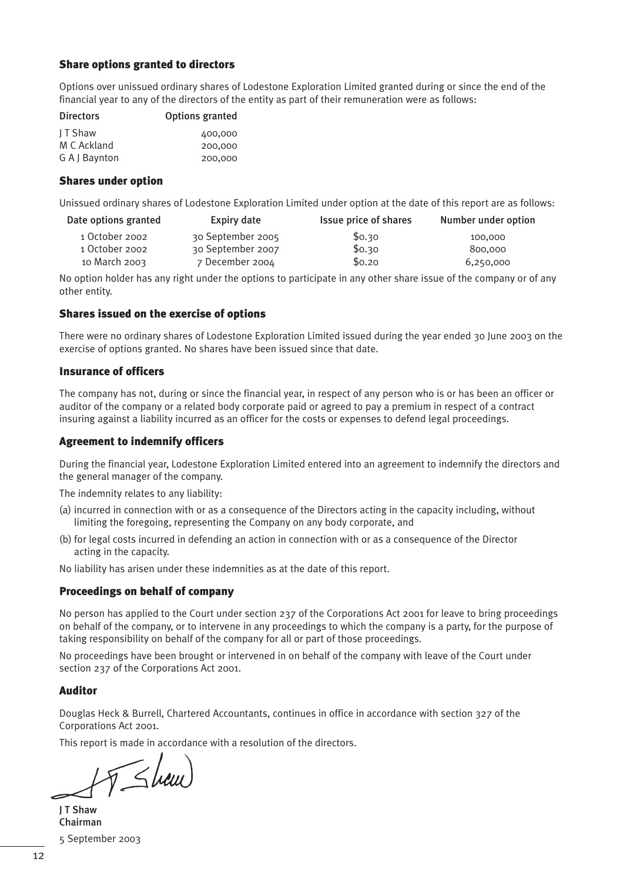### Share options granted to directors

Options over unissued ordinary shares of Lodestone Exploration Limited granted during or since the end of the financial year to any of the directors of the entity as part of their remuneration were as follows:

| Directors | Options granted |
|---|---|
| J T Shaw | 400,000 |
| M C Ackland | 200,000 |
| G A J Baynton | 200,000 |

### Shares under option

Unissued ordinary shares of Lodestone Exploration Limited under option at the date of this report are as follows:

| Date options granted | Expiry date | Issue price of shares | Number under option |
|---|---|---|---|
| 1 October 2002 | 30 September 2005 | $0.30 | 100,000 |
| 1 October 2002 | 30 September 2007 | $0.30 | 800,000 |
| 10 March 2003 | 7 December 2004 | $0.20 | 6,250,000 |

No option holder has any right under the options to participate in any other share issue of the company or of any other entity.

### Shares issued on the exercise of options

There were no ordinary shares of Lodestone Exploration Limited issued during the year ended 30 June 2003 on the exercise of options granted. No shares have been issued since that date.

### Insurance of officers

The company has not, during or since the financial year, in respect of any person who is or has been an officer or auditor of the company or a related body corporate paid or agreed to pay a premium in respect of a contract insuring against a liability incurred as an officer for the costs or expenses to defend legal proceedings.

### Agreement to indemnify officers

During the financial year, Lodestone Exploration Limited entered into an agreement to indemnify the directors and the general manager of the company.

The indemnity relates to any liability:

(a) incurred in connection with or as a consequence of the Directors acting in the capacity including, without limiting the foregoing, representing the Company on any body corporate, and

(b) for legal costs incurred in defending an action in connection with or as a consequence of the Director acting in the capacity.

No liability has arisen under these indemnities as at the date of this report.

### Proceedings on behalf of company

No person has applied to the Court under section 237 of the Corporations Act 2001 for leave to bring proceedings on behalf of the company, or to intervene in any proceedings to which the company is a party, for the purpose of taking responsibility on behalf of the company for all or part of those proceedings.

No proceedings have been brought or intervened in on behalf of the company with leave of the Court under section 237 of the Corporations Act 2001.

### Auditor

Douglas Heck & Burrell, Chartered Accountants, continues in office in accordance with section 327 of the Corporations Act 2001.

This report is made in accordance with a resolution of the directors.

J T Shaw
Chairman

5 September 2003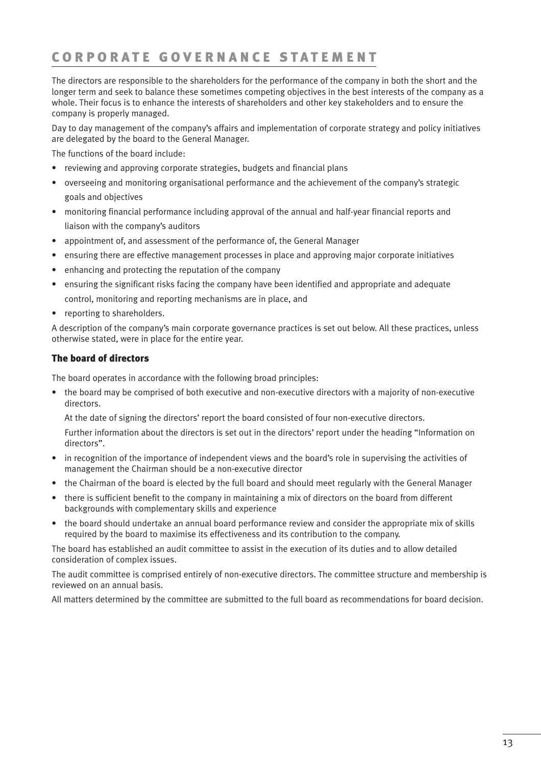# CORPORATE GOVERNANCE STATEMENT

The directors are responsible to the shareholders for the performance of the company in both the short and the longer term and seek to balance these sometimes competing objectives in the best interests of the company as a whole. Their focus is to enhance the interests of shareholders and other key stakeholders and to ensure the company is properly managed.

Day to day management of the company's affairs and implementation of corporate strategy and policy initiatives are delegated by the board to the General Manager.

The functions of the board include:

- reviewing and approving corporate strategies, budgets and financial plans
- overseeing and monitoring organisational performance and the achievement of the company's strategic goals and objectives
- monitoring financial performance including approval of the annual and half-year financial reports and liaison with the company's auditors
- appointment of, and assessment of the performance of, the General Manager
- ensuring there are effective management processes in place and approving major corporate initiatives
- enhancing and protecting the reputation of the company
- ensuring the significant risks facing the company have been identified and appropriate and adequate control, monitoring and reporting mechanisms are in place, and
- reporting to shareholders.

A description of the company's main corporate governance practices is set out below. All these practices, unless otherwise stated, were in place for the entire year.

## The board of directors

The board operates in accordance with the following broad principles:

- the board may be comprised of both executive and non-executive directors with a majority of non-executive directors.

  At the date of signing the directors' report the board consisted of four non-executive directors.

  Further information about the directors is set out in the directors' report under the heading "Information on directors".
- in recognition of the importance of independent views and the board's role in supervising the activities of management the Chairman should be a non-executive director
- the Chairman of the board is elected by the full board and should meet regularly with the General Manager
- there is sufficient benefit to the company in maintaining a mix of directors on the board from different backgrounds with complementary skills and experience
- the board should undertake an annual board performance review and consider the appropriate mix of skills required by the board to maximise its effectiveness and its contribution to the company.

The board has established an audit committee to assist in the execution of its duties and to allow detailed consideration of complex issues.

The audit committee is comprised entirely of non-executive directors. The committee structure and membership is reviewed on an annual basis.

All matters determined by the committee are submitted to the full board as recommendations for board decision.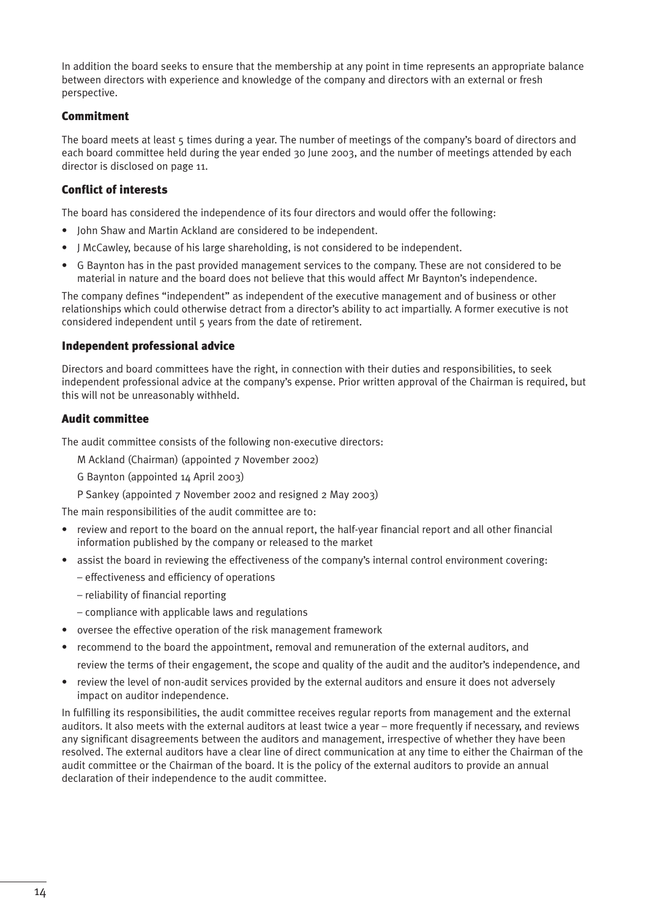In addition the board seeks to ensure that the membership at any point in time represents an appropriate balance between directors with experience and knowledge of the company and directors with an external or fresh perspective.

### Commitment

The board meets at least 5 times during a year. The number of meetings of the company's board of directors and each board committee held during the year ended 30 June 2003, and the number of meetings attended by each director is disclosed on page 11.

### Conflict of interests

The board has considered the independence of its four directors and would offer the following:

- John Shaw and Martin Ackland are considered to be independent.
- J McCawley, because of his large shareholding, is not considered to be independent.
- G Baynton has in the past provided management services to the company. These are not considered to be material in nature and the board does not believe that this would affect Mr Baynton's independence.

The company defines "independent" as independent of the executive management and of business or other relationships which could otherwise detract from a director's ability to act impartially. A former executive is not considered independent until 5 years from the date of retirement.

### Independent professional advice

Directors and board committees have the right, in connection with their duties and responsibilities, to seek independent professional advice at the company's expense. Prior written approval of the Chairman is required, but this will not be unreasonably withheld.

### Audit committee

The audit committee consists of the following non-executive directors:

M Ackland (Chairman) (appointed 7 November 2002)

G Baynton (appointed 14 April 2003)

P Sankey (appointed 7 November 2002 and resigned 2 May 2003)

The main responsibilities of the audit committee are to:

- review and report to the board on the annual report, the half-year financial report and all other financial information published by the company or released to the market
- assist the board in reviewing the effectiveness of the company's internal control environment covering:
  - effectiveness and efficiency of operations
  - reliability of financial reporting
  - compliance with applicable laws and regulations
- oversee the effective operation of the risk management framework
- recommend to the board the appointment, removal and remuneration of the external auditors, and review the terms of their engagement, the scope and quality of the audit and the auditor's independence, and
- review the level of non-audit services provided by the external auditors and ensure it does not adversely impact on auditor independence.

In fulfilling its responsibilities, the audit committee receives regular reports from management and the external auditors. It also meets with the external auditors at least twice a year – more frequently if necessary, and reviews any significant disagreements between the auditors and management, irrespective of whether they have been resolved. The external auditors have a clear line of direct communication at any time to either the Chairman of the audit committee or the Chairman of the board. It is the policy of the external auditors to provide an annual declaration of their independence to the audit committee.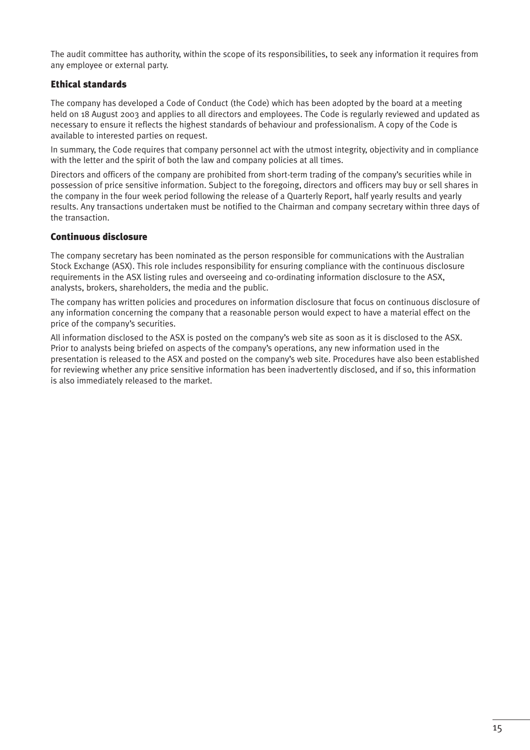The audit committee has authority, within the scope of its responsibilities, to seek any information it requires from any employee or external party.

## Ethical standards

The company has developed a Code of Conduct (the Code) which has been adopted by the board at a meeting held on 18 August 2003 and applies to all directors and employees. The Code is regularly reviewed and updated as necessary to ensure it reflects the highest standards of behaviour and professionalism. A copy of the Code is available to interested parties on request.

In summary, the Code requires that company personnel act with the utmost integrity, objectivity and in compliance with the letter and the spirit of both the law and company policies at all times.

Directors and officers of the company are prohibited from short-term trading of the company's securities while in possession of price sensitive information. Subject to the foregoing, directors and officers may buy or sell shares in the company in the four week period following the release of a Quarterly Report, half yearly results and yearly results. Any transactions undertaken must be notified to the Chairman and company secretary within three days of the transaction.

## Continuous disclosure

The company secretary has been nominated as the person responsible for communications with the Australian Stock Exchange (ASX). This role includes responsibility for ensuring compliance with the continuous disclosure requirements in the ASX listing rules and overseeing and co-ordinating information disclosure to the ASX, analysts, brokers, shareholders, the media and the public.

The company has written policies and procedures on information disclosure that focus on continuous disclosure of any information concerning the company that a reasonable person would expect to have a material effect on the price of the company's securities.

All information disclosed to the ASX is posted on the company's web site as soon as it is disclosed to the ASX. Prior to analysts being briefed on aspects of the company's operations, any new information used in the presentation is released to the ASX and posted on the company's web site. Procedures have also been established for reviewing whether any price sensitive information has been inadvertently disclosed, and if so, this information is also immediately released to the market.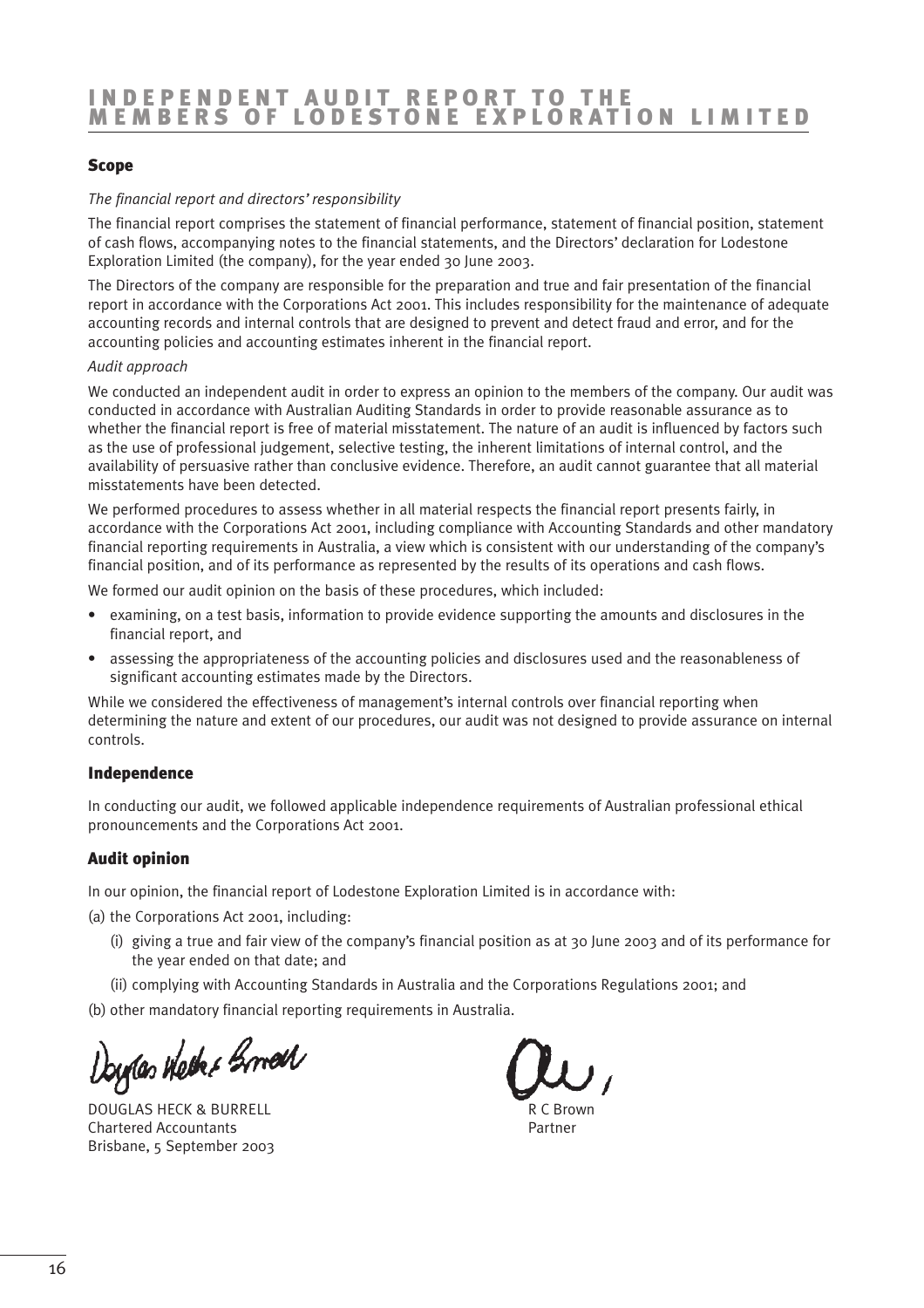# INDEPENDENT AUDIT REPORT TO THE MEMBERS OF LODESTONE EXPLORATION LIMITED

## Scope

*The financial report and directors' responsibility*

The financial report comprises the statement of financial performance, statement of financial position, statement of cash flows, accompanying notes to the financial statements, and the Directors' declaration for Lodestone Exploration Limited (the company), for the year ended 30 June 2003.

The Directors of the company are responsible for the preparation and true and fair presentation of the financial report in accordance with the Corporations Act 2001. This includes responsibility for the maintenance of adequate accounting records and internal controls that are designed to prevent and detect fraud and error, and for the accounting policies and accounting estimates inherent in the financial report.

*Audit approach*

We conducted an independent audit in order to express an opinion to the members of the company. Our audit was conducted in accordance with Australian Auditing Standards in order to provide reasonable assurance as to whether the financial report is free of material misstatement. The nature of an audit is influenced by factors such as the use of professional judgement, selective testing, the inherent limitations of internal control, and the availability of persuasive rather than conclusive evidence. Therefore, an audit cannot guarantee that all material misstatements have been detected.

We performed procedures to assess whether in all material respects the financial report presents fairly, in accordance with the Corporations Act 2001, including compliance with Accounting Standards and other mandatory financial reporting requirements in Australia, a view which is consistent with our understanding of the company's financial position, and of its performance as represented by the results of its operations and cash flows.

We formed our audit opinion on the basis of these procedures, which included:

- examining, on a test basis, information to provide evidence supporting the amounts and disclosures in the financial report, and
- assessing the appropriateness of the accounting policies and disclosures used and the reasonableness of significant accounting estimates made by the Directors.

While we considered the effectiveness of management's internal controls over financial reporting when determining the nature and extent of our procedures, our audit was not designed to provide assurance on internal controls.

## Independence

In conducting our audit, we followed applicable independence requirements of Australian professional ethical pronouncements and the Corporations Act 2001.

## Audit opinion

In our opinion, the financial report of Lodestone Exploration Limited is in accordance with:

(a) the Corporations Act 2001, including:

(i) giving a true and fair view of the company's financial position as at 30 June 2003 and of its performance for the year ended on that date; and

(ii) complying with Accounting Standards in Australia and the Corporations Regulations 2001; and

(b) other mandatory financial reporting requirements in Australia.

DOUGLAS HECK & BURRELL
Chartered Accountants
Brisbane, 5 September 2003

R C Brown
Partner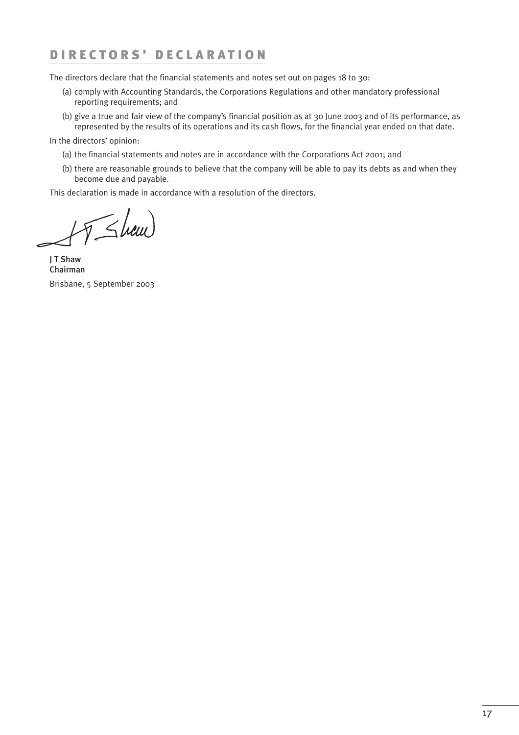# DIRECTORS' DECLARATION

The directors declare that the financial statements and notes set out on pages 18 to 30:

(a) comply with Accounting Standards, the Corporations Regulations and other mandatory professional reporting requirements; and

(b) give a true and fair view of the company's financial position as at 30 June 2003 and of its performance, as represented by the results of its operations and its cash flows, for the financial year ended on that date.

In the directors' opinion:

(a) the financial statements and notes are in accordance with the Corporations Act 2001; and

(b) there are reasonable grounds to believe that the company will be able to pay its debts as and when they become due and payable.

This declaration is made in accordance with a resolution of the directors.

J T Shaw
Chairman

Brisbane, 5 September 2003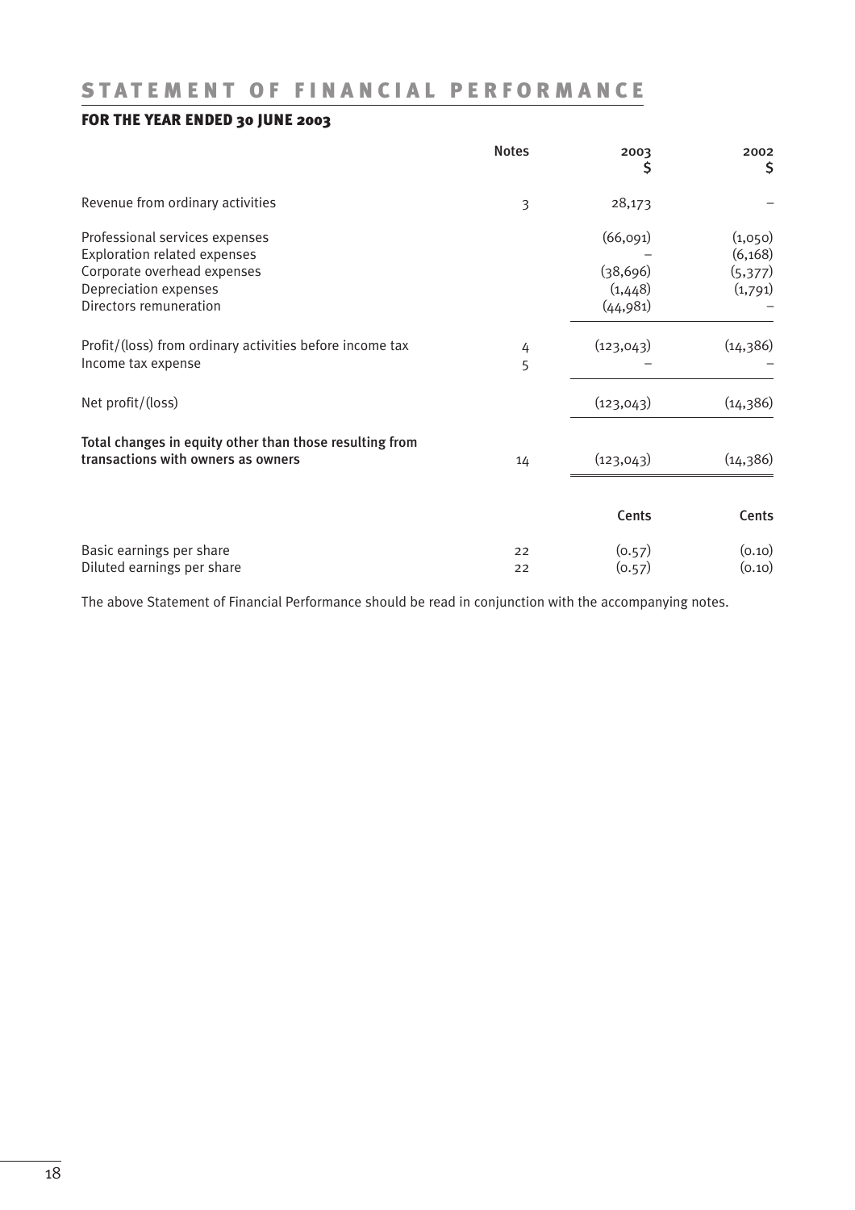# STATEMENT OF FINANCIAL PERFORMANCE

## FOR THE YEAR ENDED 30 JUNE 2003

| | Notes | 2003<br>$ | 2002<br>$ |
|---|---|---|---|
| Revenue from ordinary activities | 3 | 28,173 | – |
| Professional services expenses | | (66,091) | (1,050) |
| Exploration related expenses | | – | (6,168) |
| Corporate overhead expenses | | (38,696) | (5,377) |
| Depreciation expenses | | (1,448) | (1,791) |
| Directors remuneration | | (44,981) | – |
| Profit/(loss) from ordinary activities before income tax | 4 | (123,043) | (14,386) |
| Income tax expense | 5 | – | – |
| Net profit/(loss) | | (123,043) | (14,386) |
| **Total changes in equity other than those resulting from transactions with owners as owners** | 14 | (123,043) | (14,386) |
| | | Cents | Cents |
| Basic earnings per share | 22 | (0.57) | (0.10) |
| Diluted earnings per share | 22 | (0.57) | (0.10) |

The above Statement of Financial Performance should be read in conjunction with the accompanying notes.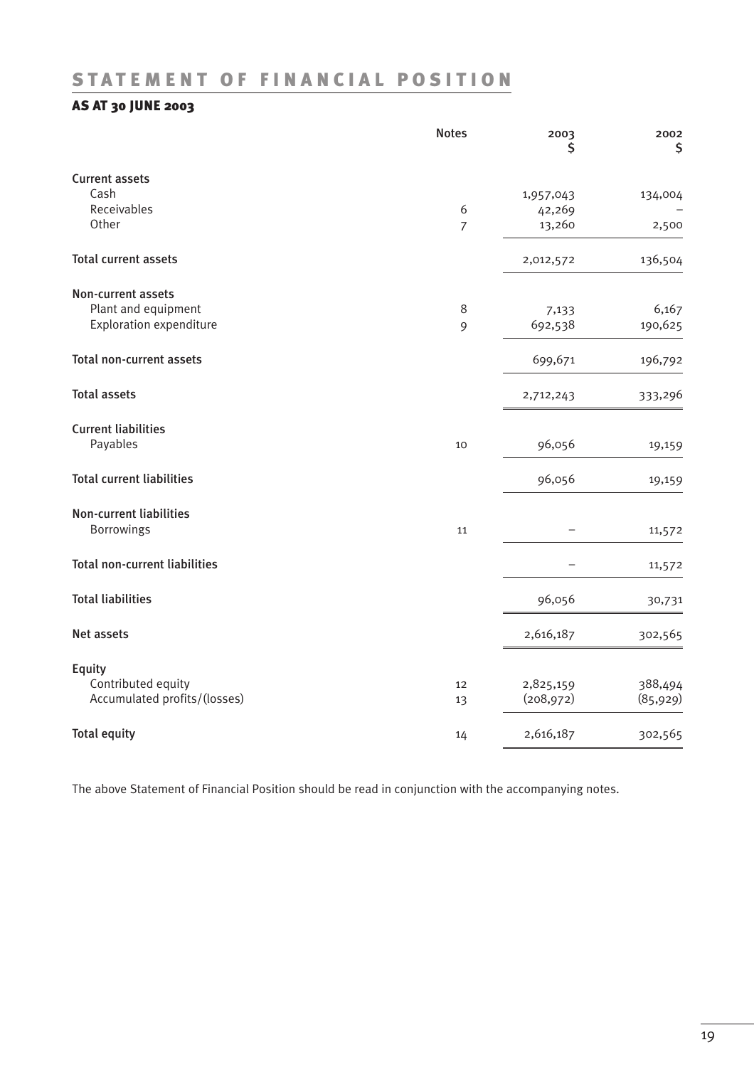# STATEMENT OF FINANCIAL POSITION

## AS AT 30 JUNE 2003

| | Notes | 2003 $ | 2002 $ |
|---|---|---|---|
| **Current assets** | | | |
| Cash | | 1,957,043 | 134,004 |
| Receivables | 6 | 42,269 | – |
| Other | 7 | 13,260 | 2,500 |
| **Total current assets** | | 2,012,572 | 136,504 |
| **Non-current assets** | | | |
| Plant and equipment | 8 | 7,133 | 6,167 |
| Exploration expenditure | 9 | 692,538 | 190,625 |
| **Total non-current assets** | | 699,671 | 196,792 |
| **Total assets** | | 2,712,243 | 333,296 |
| **Current liabilities** | | | |
| Payables | 10 | 96,056 | 19,159 |
| **Total current liabilities** | | 96,056 | 19,159 |
| **Non-current liabilities** | | | |
| Borrowings | 11 | – | 11,572 |
| **Total non-current liabilities** | | – | 11,572 |
| **Total liabilities** | | 96,056 | 30,731 |
| **Net assets** | | 2,616,187 | 302,565 |
| **Equity** | | | |
| Contributed equity | 12 | 2,825,159 | 388,494 |
| Accumulated profits/(losses) | 13 | (208,972) | (85,929) |
| **Total equity** | 14 | 2,616,187 | 302,565 |

The above Statement of Financial Position should be read in conjunction with the accompanying notes.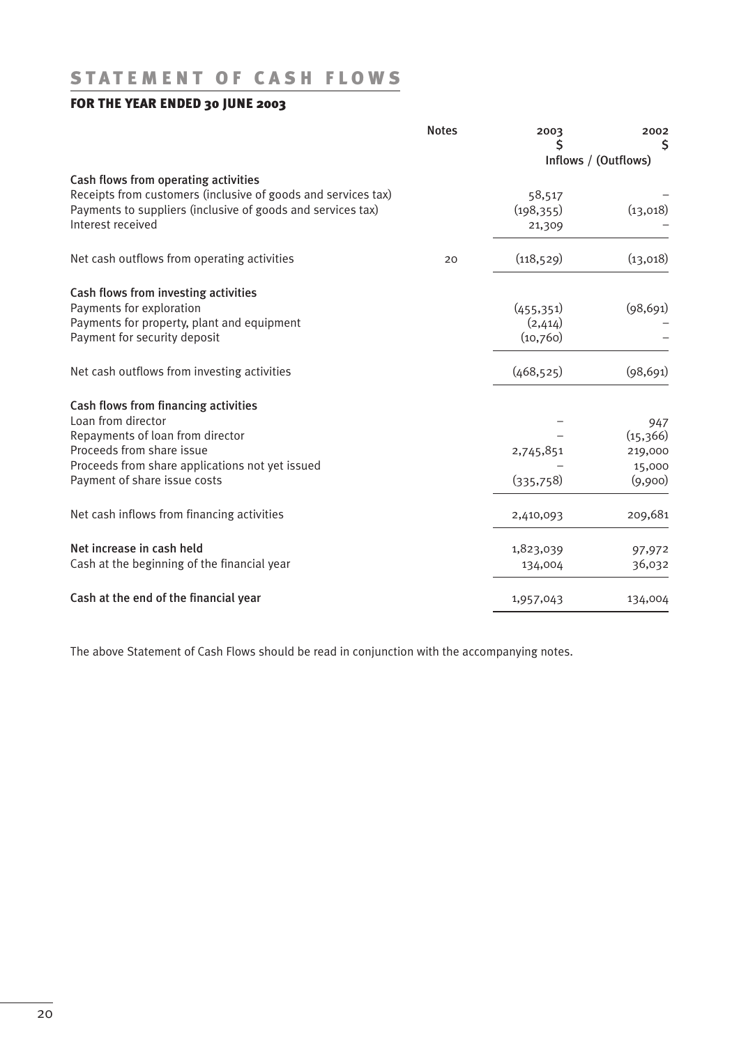# STATEMENT OF CASH FLOWS

## FOR THE YEAR ENDED 30 JUNE 2003

| | Notes | 2003 $ | 2002 $ |
|---|---|---|---|
| | | Inflows / (Outflows) | |
| **Cash flows from operating activities** | | | |
| Receipts from customers (inclusive of goods and services tax) | | 58,517 | – |
| Payments to suppliers (inclusive of goods and services tax) | | (198,355) | (13,018) |
| Interest received | | 21,309 | – |
| Net cash outflows from operating activities | 20 | (118,529) | (13,018) |
| **Cash flows from investing activities** | | | |
| Payments for exploration | | (455,351) | (98,691) |
| Payments for property, plant and equipment | | (2,414) | – |
| Payment for security deposit | | (10,760) | – |
| Net cash outflows from investing activities | | (468,525) | (98,691) |
| **Cash flows from financing activities** | | | |
| Loan from director | | – | 947 |
| Repayments of loan from director | | – | (15,366) |
| Proceeds from share issue | | 2,745,851 | 219,000 |
| Proceeds from share applications not yet issued | | – | 15,000 |
| Payment of share issue costs | | (335,758) | (9,900) |
| Net cash inflows from financing activities | | 2,410,093 | 209,681 |
| **Net increase in cash held** | | 1,823,039 | 97,972 |
| Cash at the beginning of the financial year | | 134,004 | 36,032 |
| **Cash at the end of the financial year** | | 1,957,043 | 134,004 |

The above Statement of Cash Flows should be read in conjunction with the accompanying notes.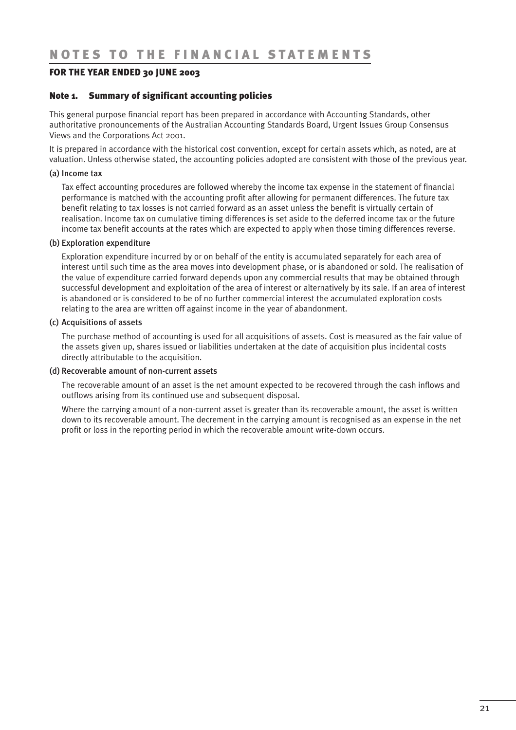# NOTES TO THE FINANCIAL STATEMENTS

## FOR THE YEAR ENDED 30 JUNE 2003

### Note 1. Summary of significant accounting policies

This general purpose financial report has been prepared in accordance with Accounting Standards, other authoritative pronouncements of the Australian Accounting Standards Board, Urgent Issues Group Consensus Views and the Corporations Act 2001.

It is prepared in accordance with the historical cost convention, except for certain assets which, as noted, are at valuation. Unless otherwise stated, the accounting policies adopted are consistent with those of the previous year.

#### (a) Income tax

Tax effect accounting procedures are followed whereby the income tax expense in the statement of financial performance is matched with the accounting profit after allowing for permanent differences. The future tax benefit relating to tax losses is not carried forward as an asset unless the benefit is virtually certain of realisation. Income tax on cumulative timing differences is set aside to the deferred income tax or the future income tax benefit accounts at the rates which are expected to apply when those timing differences reverse.

#### (b) Exploration expenditure

Exploration expenditure incurred by or on behalf of the entity is accumulated separately for each area of interest until such time as the area moves into development phase, or is abandoned or sold. The realisation of the value of expenditure carried forward depends upon any commercial results that may be obtained through successful development and exploitation of the area of interest or alternatively by its sale. If an area of interest is abandoned or is considered to be of no further commercial interest the accumulated exploration costs relating to the area are written off against income in the year of abandonment.

#### (c) Acquisitions of assets

The purchase method of accounting is used for all acquisitions of assets. Cost is measured as the fair value of the assets given up, shares issued or liabilities undertaken at the date of acquisition plus incidental costs directly attributable to the acquisition.

#### (d) Recoverable amount of non-current assets

The recoverable amount of an asset is the net amount expected to be recovered through the cash inflows and outflows arising from its continued use and subsequent disposal.

Where the carrying amount of a non-current asset is greater than its recoverable amount, the asset is written down to its recoverable amount. The decrement in the carrying amount is recognised as an expense in the net profit or loss in the reporting period in which the recoverable amount write-down occurs.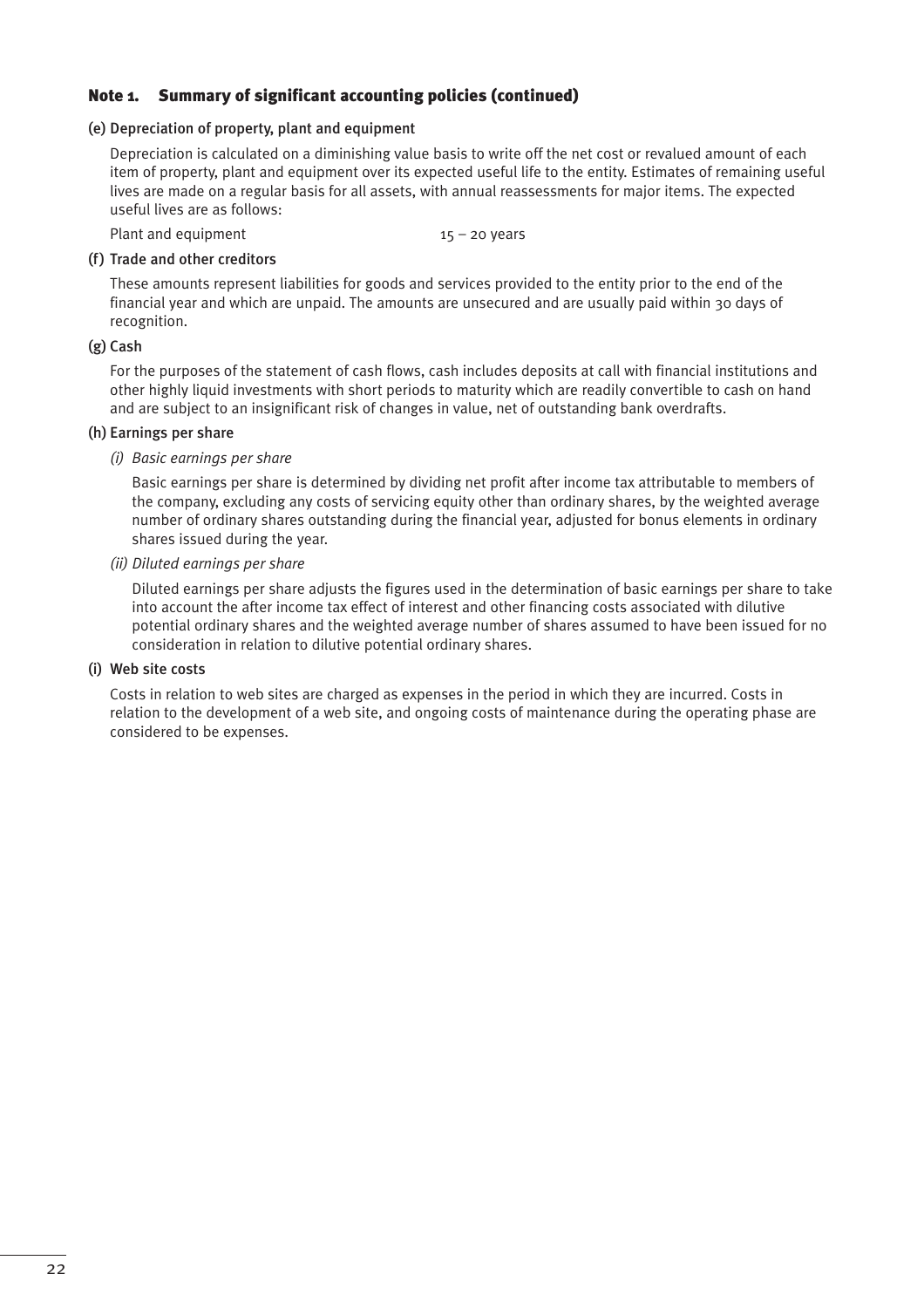## Note 1. Summary of significant accounting policies (continued)

### (e) Depreciation of property, plant and equipment

Depreciation is calculated on a diminishing value basis to write off the net cost or revalued amount of each item of property, plant and equipment over its expected useful life to the entity. Estimates of remaining useful lives are made on a regular basis for all assets, with annual reassessments for major items. The expected useful lives are as follows:

| | |
|---|---|
| Plant and equipment | 15 – 20 years |

### (f) Trade and other creditors

These amounts represent liabilities for goods and services provided to the entity prior to the end of the financial year and which are unpaid. The amounts are unsecured and are usually paid within 30 days of recognition.

### (g) Cash

For the purposes of the statement of cash flows, cash includes deposits at call with financial institutions and other highly liquid investments with short periods to maturity which are readily convertible to cash on hand and are subject to an insignificant risk of changes in value, net of outstanding bank overdrafts.

### (h) Earnings per share

*(i) Basic earnings per share*

Basic earnings per share is determined by dividing net profit after income tax attributable to members of the company, excluding any costs of servicing equity other than ordinary shares, by the weighted average number of ordinary shares outstanding during the financial year, adjusted for bonus elements in ordinary shares issued during the year.

*(ii) Diluted earnings per share*

Diluted earnings per share adjusts the figures used in the determination of basic earnings per share to take into account the after income tax effect of interest and other financing costs associated with dilutive potential ordinary shares and the weighted average number of shares assumed to have been issued for no consideration in relation to dilutive potential ordinary shares.

### (i) Web site costs

Costs in relation to web sites are charged as expenses in the period in which they are incurred. Costs in relation to the development of a web site, and ongoing costs of maintenance during the operating phase are considered to be expenses.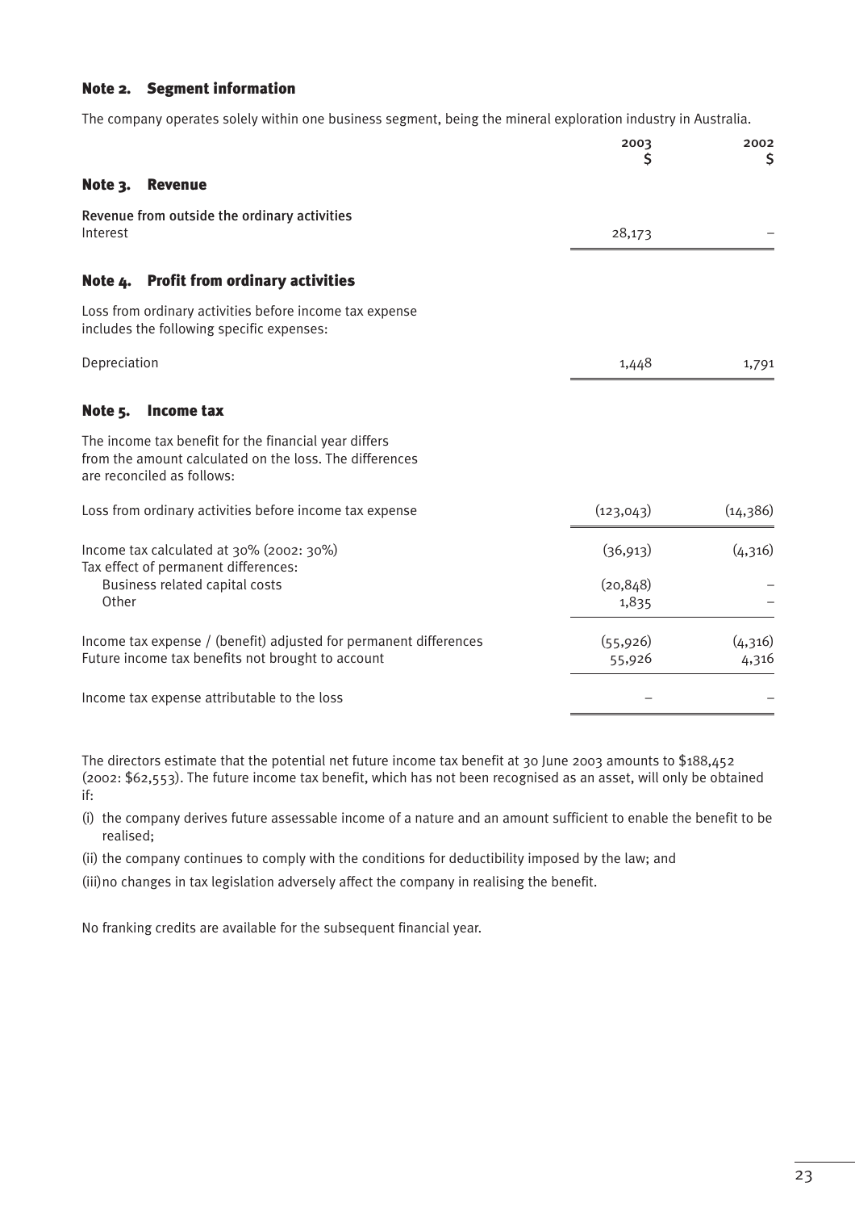## Note 2. Segment information

The company operates solely within one business segment, being the mineral exploration industry in Australia.

| | 2003 $ | 2002 $ |
|---|---|---|
| **Note 3. Revenue** | | |
| Revenue from outside the ordinary activities | | |
| Interest | 28,173 | – |
| **Note 4. Profit from ordinary activities** | | |
| Loss from ordinary activities before income tax expense includes the following specific expenses: | | |
| Depreciation | 1,448 | 1,791 |
| **Note 5. Income tax** | | |
| The income tax benefit for the financial year differs from the amount calculated on the loss. The differences are reconciled as follows: | | |
| Loss from ordinary activities before income tax expense | (123,043) | (14,386) |
| Income tax calculated at 30% (2002: 30%) | (36,913) | (4,316) |
| Tax effect of permanent differences: | | |
| Business related capital costs | (20,848) | – |
| Other | 1,835 | – |
| Income tax expense / (benefit) adjusted for permanent differences | (55,926) | (4,316) |
| Future income tax benefits not brought to account | 55,926 | 4,316 |
| Income tax expense attributable to the loss | – | – |

The directors estimate that the potential net future income tax benefit at 30 June 2003 amounts to $188,452 (2002: $62,553). The future income tax benefit, which has not been recognised as an asset, will only be obtained if:

(i) the company derives future assessable income of a nature and an amount sufficient to enable the benefit to be realised;

(ii) the company continues to comply with the conditions for deductibility imposed by the law; and

(iii) no changes in tax legislation adversely affect the company in realising the benefit.

No franking credits are available for the subsequent financial year.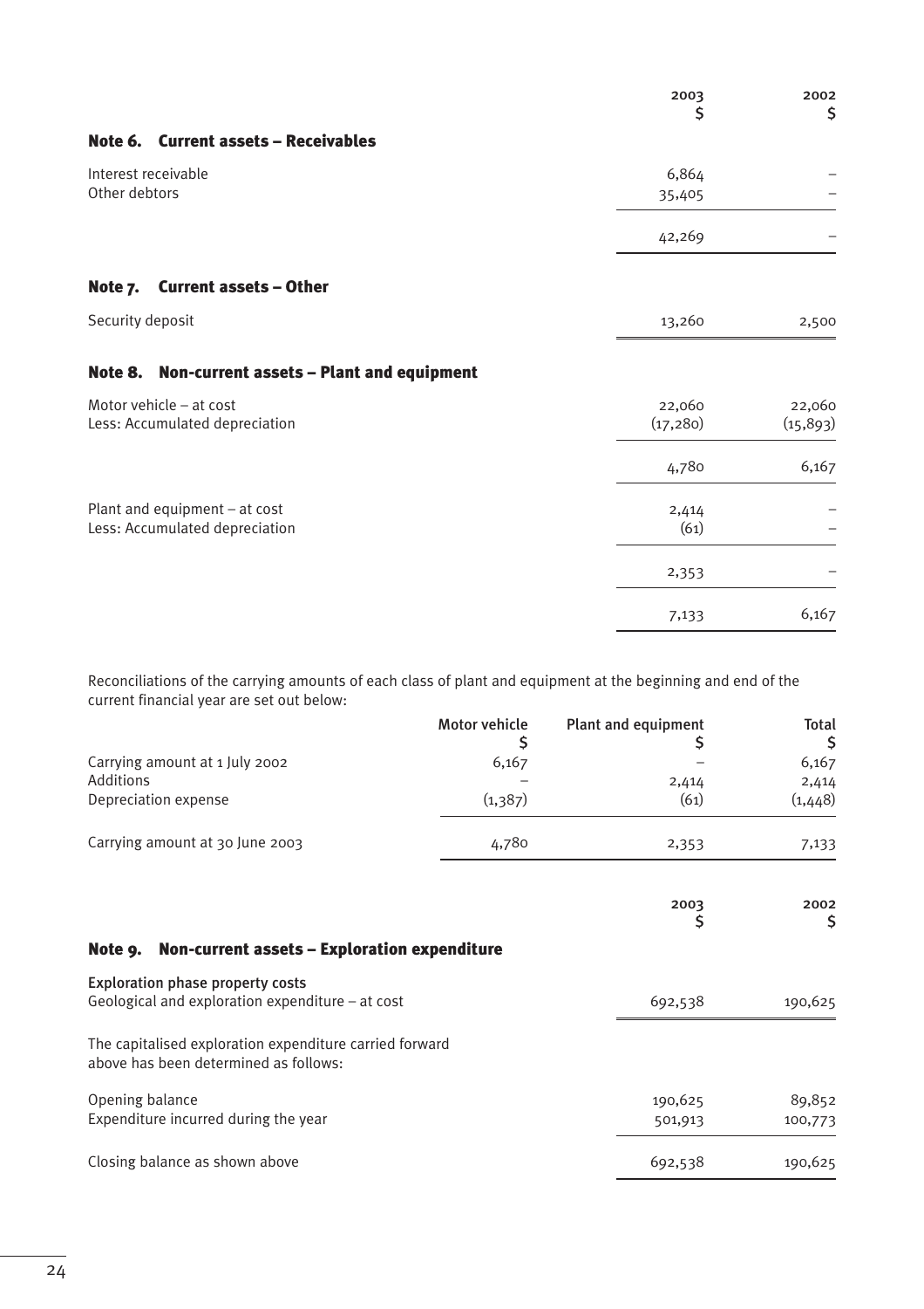| | 2003<br>$ | 2002<br>$ |
|---|---|---|
| **Note 6. Current assets – Receivables** | | |
| Interest receivable | 6,864 | – |
| Other debtors | 35,405 | – |
| | 42,269 | – |

## Note 7. Current assets – Other

| | 2003<br>$ | 2002<br>$ |
|---|---|---|
| Security deposit | 13,260 | 2,500 |

## Note 8. Non-current assets – Plant and equipment

| | 2003<br>$ | 2002<br>$ |
|---|---|---|
| Motor vehicle – at cost | 22,060 | 22,060 |
| Less: Accumulated depreciation | (17,280) | (15,893) |
| | 4,780 | 6,167 |
| Plant and equipment – at cost | 2,414 | – |
| Less: Accumulated depreciation | (61) | – |
| | 2,353 | – |
| | 7,133 | 6,167 |

Reconciliations of the carrying amounts of each class of plant and equipment at the beginning and end of the current financial year are set out below:

| | Motor vehicle<br>$ | Plant and equipment<br>$ | Total<br>$ |
|---|---|---|---|
| Carrying amount at 1 July 2002 | 6,167 | – | 6,167 |
| Additions | – | 2,414 | 2,414 |
| Depreciation expense | (1,387) | (61) | (1,448) |
| Carrying amount at 30 June 2003 | 4,780 | 2,353 | 7,133 |

## Note 9. Non-current assets – Exploration expenditure

| | 2003<br>$ | 2002<br>$ |
|---|---|---|
| **Exploration phase property costs** | | |
| Geological and exploration expenditure – at cost | 692,538 | 190,625 |
| The capitalised exploration expenditure carried forward above has been determined as follows: | | |
| Opening balance | 190,625 | 89,852 |
| Expenditure incurred during the year | 501,913 | 100,773 |
| Closing balance as shown above | 692,538 | 190,625 |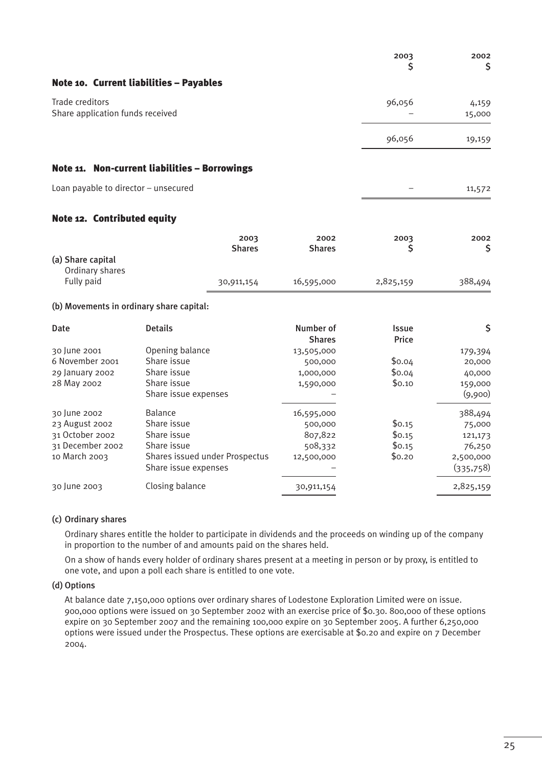| | 2003 $ | 2002 $ |
|---|---|---|

## Note 10. Current liabilities – Payables

| | 2003 $ | 2002 $ |
|---|---|---|
| Trade creditors | 96,056 | 4,159 |
| Share application funds received | – | 15,000 |
| | 96,056 | 19,159 |

## Note 11. Non-current liabilities – Borrowings

| | 2003 $ | 2002 $ |
|---|---|---|
| Loan payable to director – unsecured | – | 11,572 |

## Note 12. Contributed equity

| | 2003 Shares | 2002 Shares | 2003 $ | 2002 $ |
|---|---|---|---|---|
| (a) Share capital | | | | |
| Ordinary shares | | | | |
| Fully paid | 30,911,154 | 16,595,000 | 2,825,159 | 388,494 |

**(b) Movements in ordinary share capital:**

| Date | Details | Number of Shares | Issue Price | $ |
|---|---|---|---|---|
| 30 June 2001 | Opening balance | 13,505,000 | | 179,394 |
| 6 November 2001 | Share issue | 500,000 | $0.04 | 20,000 |
| 29 January 2002 | Share issue | 1,000,000 | $0.04 | 40,000 |
| 28 May 2002 | Share issue | 1,590,000 | $0.10 | 159,000 |
| | Share issue expenses | – | | (9,900) |
| 30 June 2002 | Balance | 16,595,000 | | 388,494 |
| 23 August 2002 | Share issue | 500,000 | $0.15 | 75,000 |
| 31 October 2002 | Share issue | 807,822 | $0.15 | 121,173 |
| 31 December 2002 | Share issue | 508,332 | $0.15 | 76,250 |
| 10 March 2003 | Shares issued under Prospectus | 12,500,000 | $0.20 | 2,500,000 |
| | Share issue expenses | – | | (335,758) |
| 30 June 2003 | Closing balance | 30,911,154 | | 2,825,159 |

**(c) Ordinary shares**

Ordinary shares entitle the holder to participate in dividends and the proceeds on winding up of the company in proportion to the number of and amounts paid on the shares held.

On a show of hands every holder of ordinary shares present at a meeting in person or by proxy, is entitled to one vote, and upon a poll each share is entitled to one vote.

**(d) Options**

At balance date 7,150,000 options over ordinary shares of Lodestone Exploration Limited were on issue. 900,000 options were issued on 30 September 2002 with an exercise price of $0.30. 800,000 of these options expire on 30 September 2007 and the remaining 100,000 expire on 30 September 2005. A further 6,250,000 options were issued under the Prospectus. These options are exercisable at $0.20 and expire on 7 December 2004.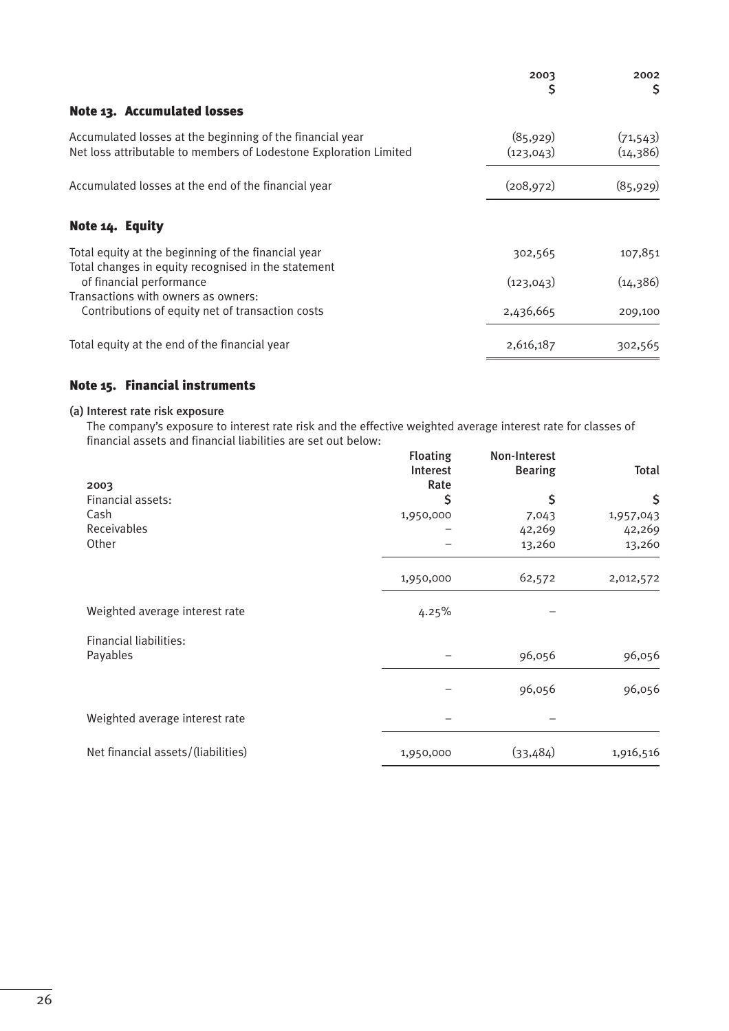| | 2003<br>$ | 2002<br>$ |
|---|---|---|
| **Note 13. Accumulated losses** | | |
| Accumulated losses at the beginning of the financial year | (85,929) | (71,543) |
| Net loss attributable to members of Lodestone Exploration Limited | (123,043) | (14,386) |
| Accumulated losses at the end of the financial year | (208,972) | (85,929) |

## Note 14. Equity

| | 2003<br>$ | 2002<br>$ |
|---|---|---|
| Total equity at the beginning of the financial year | 302,565 | 107,851 |
| Total changes in equity recognised in the statement of financial performance | (123,043) | (14,386) |
| Transactions with owners as owners: Contributions of equity net of transaction costs | 2,436,665 | 209,100 |
| Total equity at the end of the financial year | 2,616,187 | 302,565 |

## Note 15. Financial instruments

**(a) Interest rate risk exposure**

The company's exposure to interest rate risk and the effective weighted average interest rate for classes of financial assets and financial liabilities are set out below:

| 2003 | Floating Interest Rate | Non-Interest Bearing | Total |
|---|---|---|---|
| Financial assets: | $ | $ | $ |
| Cash | 1,950,000 | 7,043 | 1,957,043 |
| Receivables | – | 42,269 | 42,269 |
| Other | – | 13,260 | 13,260 |
| | 1,950,000 | 62,572 | 2,012,572 |
| Weighted average interest rate | 4.25% | – | |
| Financial liabilities: | | | |
| Payables | – | 96,056 | 96,056 |
| | – | 96,056 | 96,056 |
| Weighted average interest rate | – | – | |
| Net financial assets/(liabilities) | 1,950,000 | (33,484) | 1,916,516 |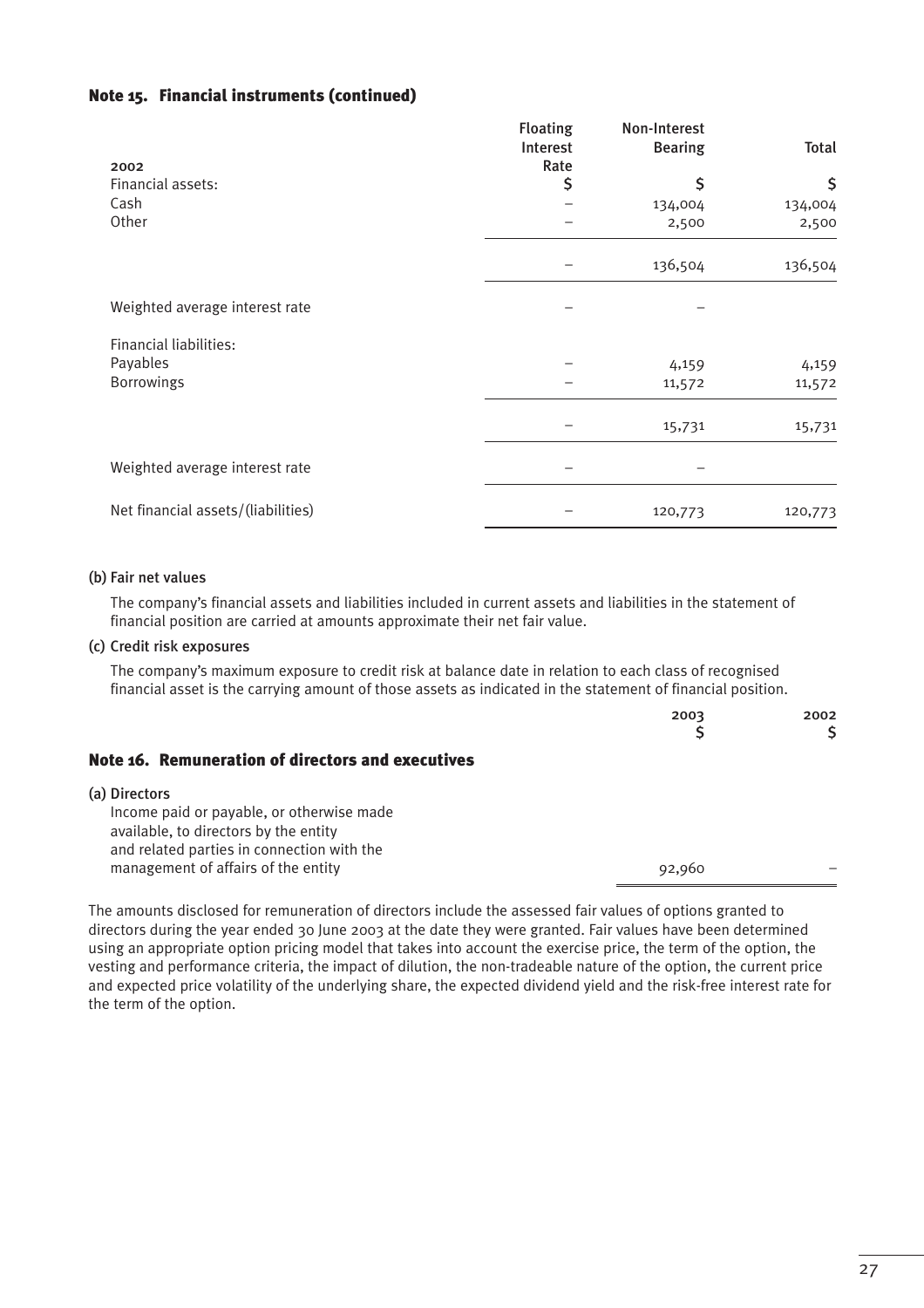## Note 15. Financial instruments (continued)

| 2002 | Floating Interest Rate | Non-Interest Bearing | Total |
|---|---|---|---|
| Financial assets: | $ | $ | $ |
| Cash | – | 134,004 | 134,004 |
| Other | – | 2,500 | 2,500 |
| | – | 136,504 | 136,504 |
| Weighted average interest rate | – | – | |
| Financial liabilities: | | | |
| Payables | – | 4,159 | 4,159 |
| Borrowings | – | 11,572 | 11,572 |
| | – | 15,731 | 15,731 |
| Weighted average interest rate | – | – | |
| Net financial assets/(liabilities) | – | 120,773 | 120,773 |

(b) Fair net values

The company's financial assets and liabilities included in current assets and liabilities in the statement of financial position are carried at amounts approximate their net fair value.

(c) Credit risk exposures

The company's maximum exposure to credit risk at balance date in relation to each class of recognised financial asset is the carrying amount of those assets as indicated in the statement of financial position.

## Note 16. Remuneration of directors and executives

| | 2003 $ | 2002 $ |
|---|---|---|
| (a) Directors | | |
| Income paid or payable, or otherwise made available, to directors by the entity and related parties in connection with the management of affairs of the entity | 92,960 | – |

The amounts disclosed for remuneration of directors include the assessed fair values of options granted to directors during the year ended 30 June 2003 at the date they were granted. Fair values have been determined using an appropriate option pricing model that takes into account the exercise price, the term of the option, the vesting and performance criteria, the impact of dilution, the non-tradeable nature of the option, the current price and expected price volatility of the underlying share, the expected dividend yield and the risk-free interest rate for the term of the option.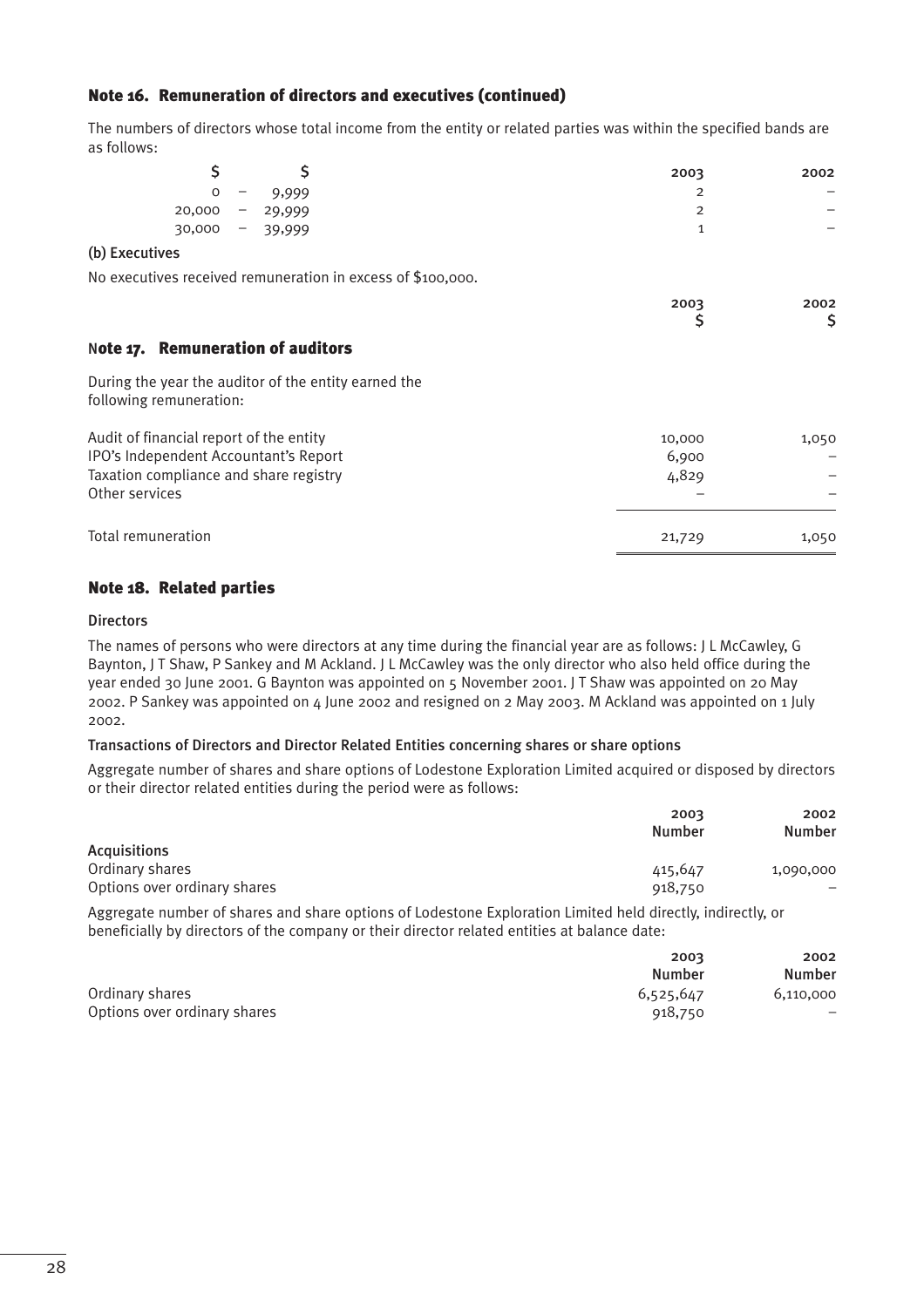## Note 16. Remuneration of directors and executives (continued)

The numbers of directors whose total income from the entity or related parties was within the specified bands are as follows:

| $ | $ | 2003 | 2002 |
|---|---|---|---|
| 0 – | 9,999 | 2 | – |
| 20,000 – | 29,999 | 2 | – |
| 30,000 – | 39,999 | 1 | – |

### (b) Executives

No executives received remuneration in excess of $100,000.

## Note 17. Remuneration of auditors

During the year the auditor of the entity earned the following remuneration:

| | 2003 $ | 2002 $ |
|---|---|---|
| Audit of financial report of the entity | 10,000 | 1,050 |
| IPO's Independent Accountant's Report | 6,900 | – |
| Taxation compliance and share registry | 4,829 | – |
| Other services | – | – |
| Total remuneration | 21,729 | 1,050 |

## Note 18. Related parties

### Directors

The names of persons who were directors at any time during the financial year are as follows: J L McCawley, G Baynton, J T Shaw, P Sankey and M Ackland. J L McCawley was the only director who also held office during the year ended 30 June 2001. G Baynton was appointed on 5 November 2001. J T Shaw was appointed on 20 May 2002. P Sankey was appointed on 4 June 2002 and resigned on 2 May 2003. M Ackland was appointed on 1 July 2002.

### Transactions of Directors and Director Related Entities concerning shares or share options

Aggregate number of shares and share options of Lodestone Exploration Limited acquired or disposed by directors or their director related entities during the period were as follows:

| | 2003 Number | 2002 Number |
|---|---|---|
| **Acquisitions** | | |
| Ordinary shares | 415,647 | 1,090,000 |
| Options over ordinary shares | 918,750 | – |

Aggregate number of shares and share options of Lodestone Exploration Limited held directly, indirectly, or beneficially by directors of the company or their director related entities at balance date:

| | 2003 Number | 2002 Number |
|---|---|---|
| Ordinary shares | 6,525,647 | 6,110,000 |
| Options over ordinary shares | 918,750 | – |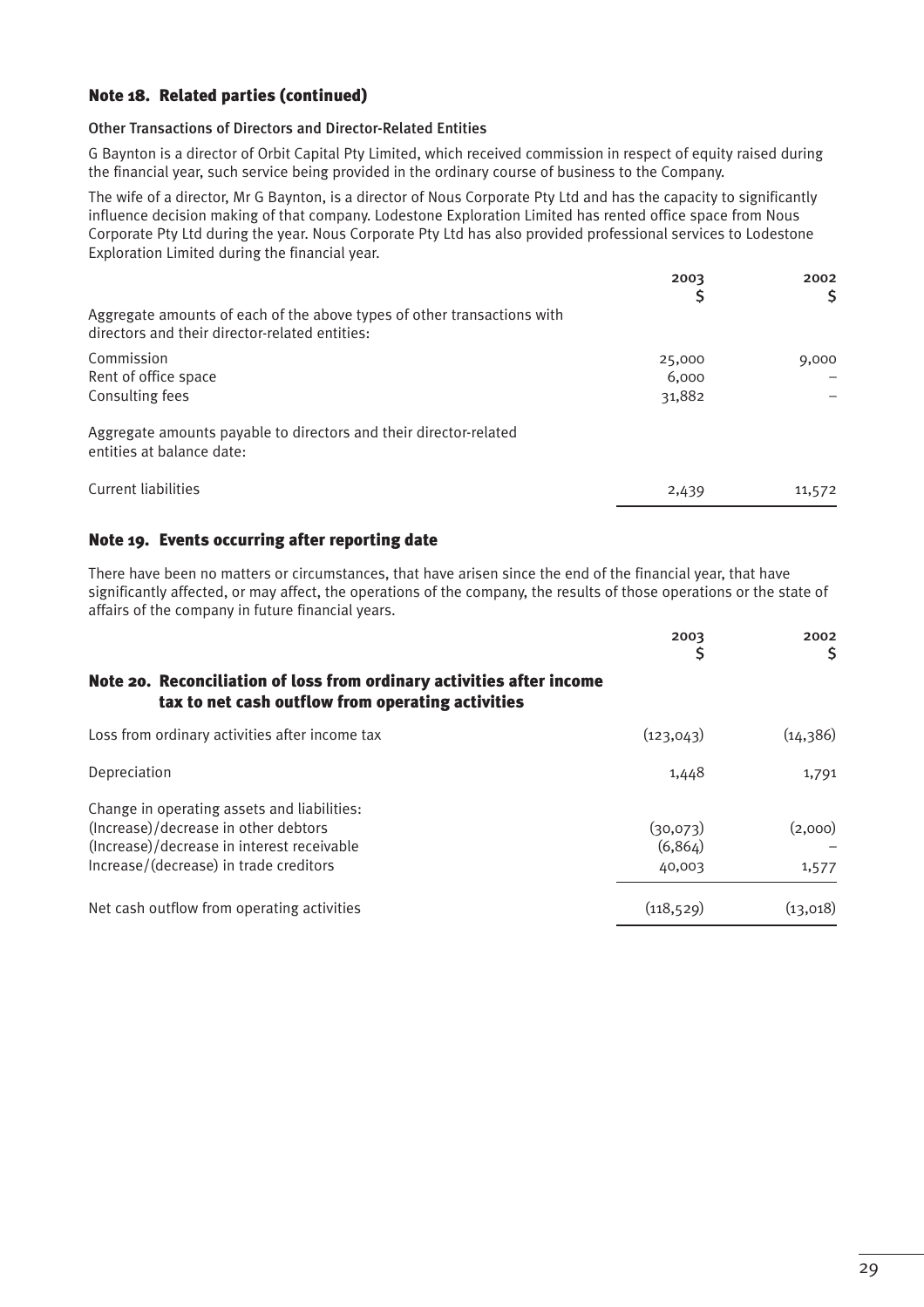## Note 18. Related parties (continued)

### Other Transactions of Directors and Director-Related Entities

G Baynton is a director of Orbit Capital Pty Limited, which received commission in respect of equity raised during the financial year, such service being provided in the ordinary course of business to the Company.

The wife of a director, Mr G Baynton, is a director of Nous Corporate Pty Ltd and has the capacity to significantly influence decision making of that company. Lodestone Exploration Limited has rented office space from Nous Corporate Pty Ltd during the year. Nous Corporate Pty Ltd has also provided professional services to Lodestone Exploration Limited during the financial year.

| | 2003 \$ | 2002 \$ |
|---|---|---|
| Aggregate amounts of each of the above types of other transactions with directors and their director-related entities: | | |
| Commission | 25,000 | 9,000 |
| Rent of office space | 6,000 | – |
| Consulting fees | 31,882 | – |
| Aggregate amounts payable to directors and their director-related entities at balance date: | | |
| Current liabilities | 2,439 | 11,572 |

## Note 19. Events occurring after reporting date

There have been no matters or circumstances, that have arisen since the end of the financial year, that have significantly affected, or may affect, the operations of the company, the results of those operations or the state of affairs of the company in future financial years.

## Note 20. Reconciliation of loss from ordinary activities after income tax to net cash outflow from operating activities

| | 2003 \$ | 2002 \$ |
|---|---|---|
| Loss from ordinary activities after income tax | (123,043) | (14,386) |
| Depreciation | 1,448 | 1,791 |
| Change in operating assets and liabilities: | | |
| (Increase)/decrease in other debtors | (30,073) | (2,000) |
| (Increase)/decrease in interest receivable | (6,864) | – |
| Increase/(decrease) in trade creditors | 40,003 | 1,577 |
| Net cash outflow from operating activities | (118,529) | (13,018) |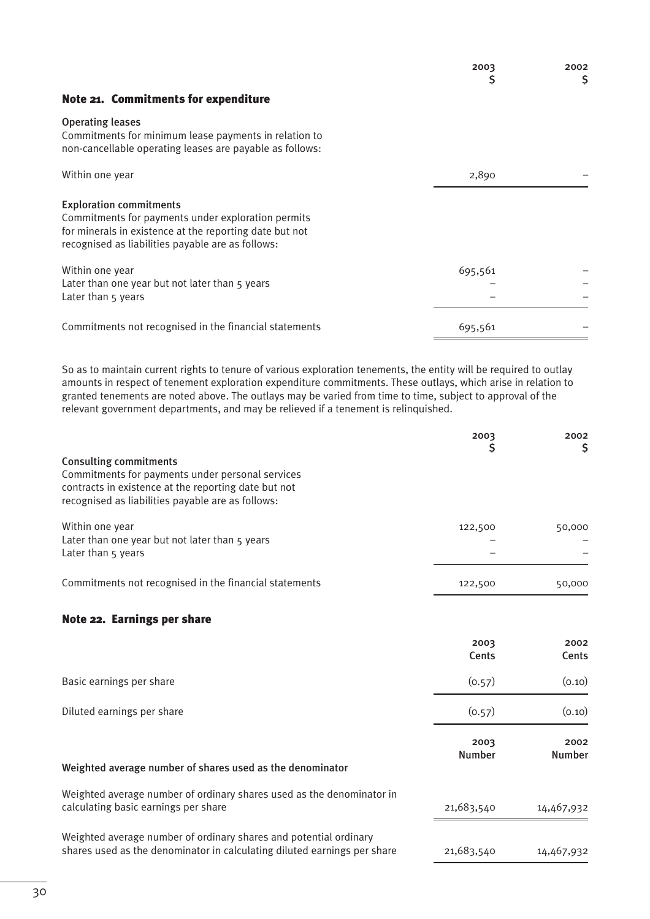## Note 21. Commitments for expenditure

| | 2003 $ | 2002 $ |
|---|---|---|
| **Operating leases** | | |
| Commitments for minimum lease payments in relation to non-cancellable operating leases are payable as follows: | | |
| Within one year | 2,890 | – |
| **Exploration commitments** | | |
| Commitments for payments under exploration permits for minerals in existence at the reporting date but not recognised as liabilities payable are as follows: | | |
| Within one year | 695,561 | – |
| Later than one year but not later than 5 years | – | – |
| Later than 5 years | – | – |
| Commitments not recognised in the financial statements | 695,561 | – |

So as to maintain current rights to tenure of various exploration tenements, the entity will be required to outlay amounts in respect of tenement exploration expenditure commitments. These outlays, which arise in relation to granted tenements are noted above. The outlays may be varied from time to time, subject to approval of the relevant government departments, and may be relieved if a tenement is relinquished.

| | 2003 $ | 2002 $ |
|---|---|---|
| **Consulting commitments** | | |
| Commitments for payments under personal services contracts in existence at the reporting date but not recognised as liabilities payable are as follows: | | |
| Within one year | 122,500 | 50,000 |
| Later than one year but not later than 5 years | – | – |
| Later than 5 years | – | – |
| Commitments not recognised in the financial statements | 122,500 | 50,000 |

## Note 22. Earnings per share

| | 2003 Cents | 2002 Cents |
|---|---|---|
| Basic earnings per share | (0.57) | (0.10) |
| Diluted earnings per share | (0.57) | (0.10) |

| | 2003 Number | 2002 Number |
|---|---|---|
| **Weighted average number of shares used as the denominator** | | |
| Weighted average number of ordinary shares used as the denominator in calculating basic earnings per share | 21,683,540 | 14,467,932 |
| Weighted average number of ordinary shares and potential ordinary shares used as the denominator in calculating diluted earnings per share | 21,683,540 | 14,467,932 |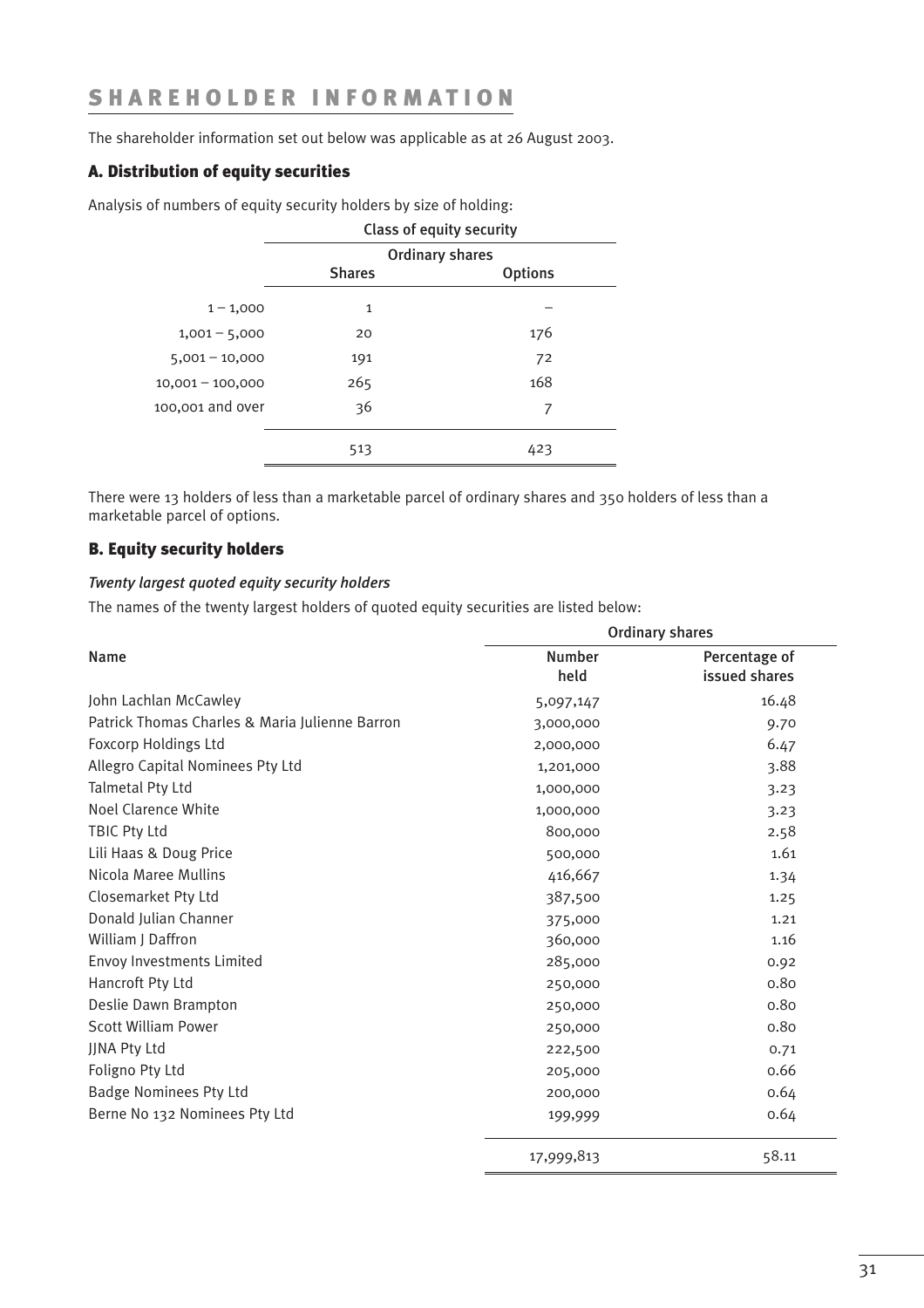# SHAREHOLDER INFORMATION

The shareholder information set out below was applicable as at 26 August 2003.

## A. Distribution of equity securities

Analysis of numbers of equity security holders by size of holding:

| | Class of equity security | |
|---|---|---|
| | Ordinary shares | |
| | Shares | Options |
| 1 – 1,000 | 1 | – |
| 1,001 – 5,000 | 20 | 176 |
| 5,001 – 10,000 | 191 | 72 |
| 10,001 – 100,000 | 265 | 168 |
| 100,001 and over | 36 | 7 |
| | 513 | 423 |

There were 13 holders of less than a marketable parcel of ordinary shares and 350 holders of less than a marketable parcel of options.

## B. Equity security holders

*Twenty largest quoted equity security holders*

The names of the twenty largest holders of quoted equity securities are listed below:

| | Ordinary shares | |
|---|---|---|
| Name | Number held | Percentage of issued shares |
| John Lachlan McCawley | 5,097,147 | 16.48 |
| Patrick Thomas Charles & Maria Julienne Barron | 3,000,000 | 9.70 |
| Foxcorp Holdings Ltd | 2,000,000 | 6.47 |
| Allegro Capital Nominees Pty Ltd | 1,201,000 | 3.88 |
| Talmetal Pty Ltd | 1,000,000 | 3.23 |
| Noel Clarence White | 1,000,000 | 3.23 |
| TBIC Pty Ltd | 800,000 | 2.58 |
| Lili Haas & Doug Price | 500,000 | 1.61 |
| Nicola Maree Mullins | 416,667 | 1.34 |
| Closemarket Pty Ltd | 387,500 | 1.25 |
| Donald Julian Channer | 375,000 | 1.21 |
| William J Daffron | 360,000 | 1.16 |
| Envoy Investments Limited | 285,000 | 0.92 |
| Hancroft Pty Ltd | 250,000 | 0.80 |
| Deslie Dawn Brampton | 250,000 | 0.80 |
| Scott William Power | 250,000 | 0.80 |
| JJNA Pty Ltd | 222,500 | 0.71 |
| Foligno Pty Ltd | 205,000 | 0.66 |
| Badge Nominees Pty Ltd | 200,000 | 0.64 |
| Berne No 132 Nominees Pty Ltd | 199,999 | 0.64 |
| | 17,999,813 | 58.11 |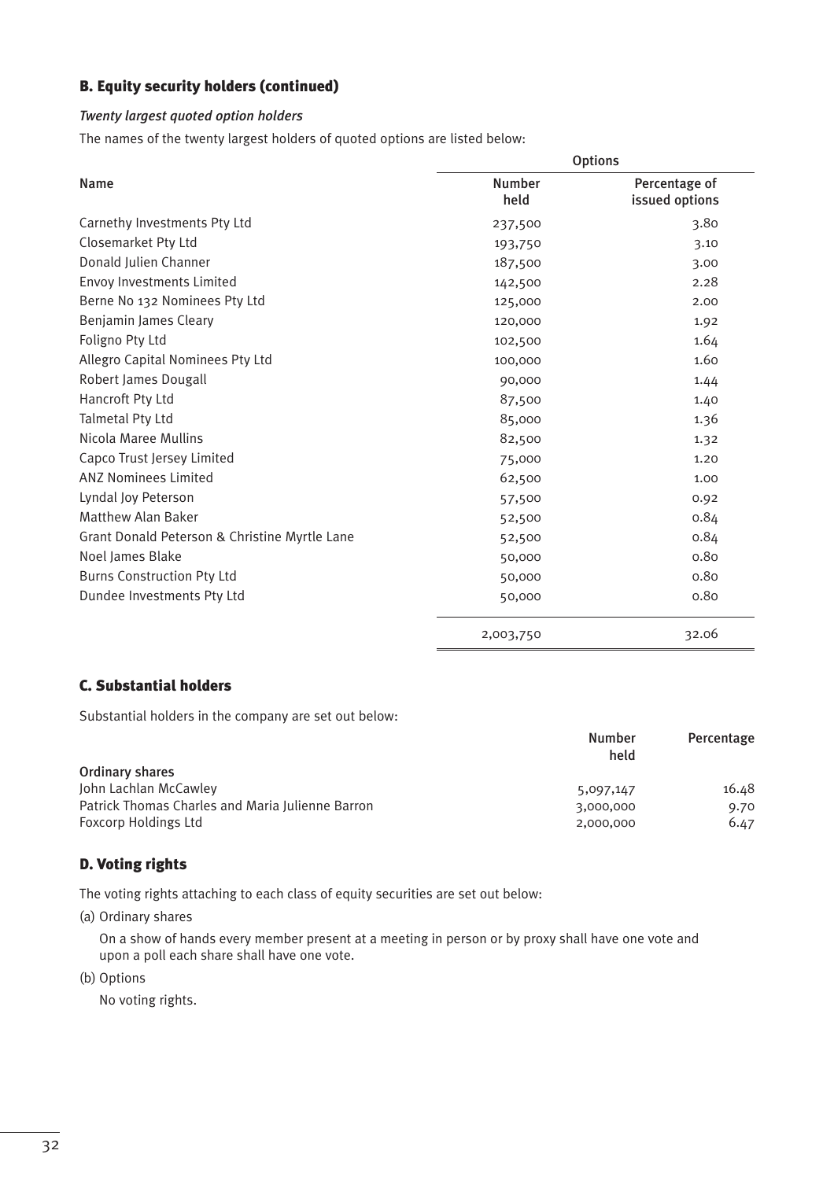### B. Equity security holders (continued)

*Twenty largest quoted option holders*

The names of the twenty largest holders of quoted options are listed below:

| Name | Options | |
|---|---|---|
| | Number held | Percentage of issued options |
| Carnethy Investments Pty Ltd | 237,500 | 3.80 |
| Closemarket Pty Ltd | 193,750 | 3.10 |
| Donald Julien Channer | 187,500 | 3.00 |
| Envoy Investments Limited | 142,500 | 2.28 |
| Berne No 132 Nominees Pty Ltd | 125,000 | 2.00 |
| Benjamin James Cleary | 120,000 | 1.92 |
| Foligno Pty Ltd | 102,500 | 1.64 |
| Allegro Capital Nominees Pty Ltd | 100,000 | 1.60 |
| Robert James Dougall | 90,000 | 1.44 |
| Hancroft Pty Ltd | 87,500 | 1.40 |
| Talmetal Pty Ltd | 85,000 | 1.36 |
| Nicola Maree Mullins | 82,500 | 1.32 |
| Capco Trust Jersey Limited | 75,000 | 1.20 |
| ANZ Nominees Limited | 62,500 | 1.00 |
| Lyndal Joy Peterson | 57,500 | 0.92 |
| Matthew Alan Baker | 52,500 | 0.84 |
| Grant Donald Peterson & Christine Myrtle Lane | 52,500 | 0.84 |
| Noel James Blake | 50,000 | 0.80 |
| Burns Construction Pty Ltd | 50,000 | 0.80 |
| Dundee Investments Pty Ltd | 50,000 | 0.80 |
| | 2,003,750 | 32.06 |

### C. Substantial holders

Substantial holders in the company are set out below:

| | Number held | Percentage |
|---|---|---|
| **Ordinary shares** | | |
| John Lachlan McCawley | 5,097,147 | 16.48 |
| Patrick Thomas Charles and Maria Julienne Barron | 3,000,000 | 9.70 |
| Foxcorp Holdings Ltd | 2,000,000 | 6.47 |

### D. Voting rights

The voting rights attaching to each class of equity securities are set out below:

(a) Ordinary shares

On a show of hands every member present at a meeting in person or by proxy shall have one vote and upon a poll each share shall have one vote.

(b) Options

No voting rights.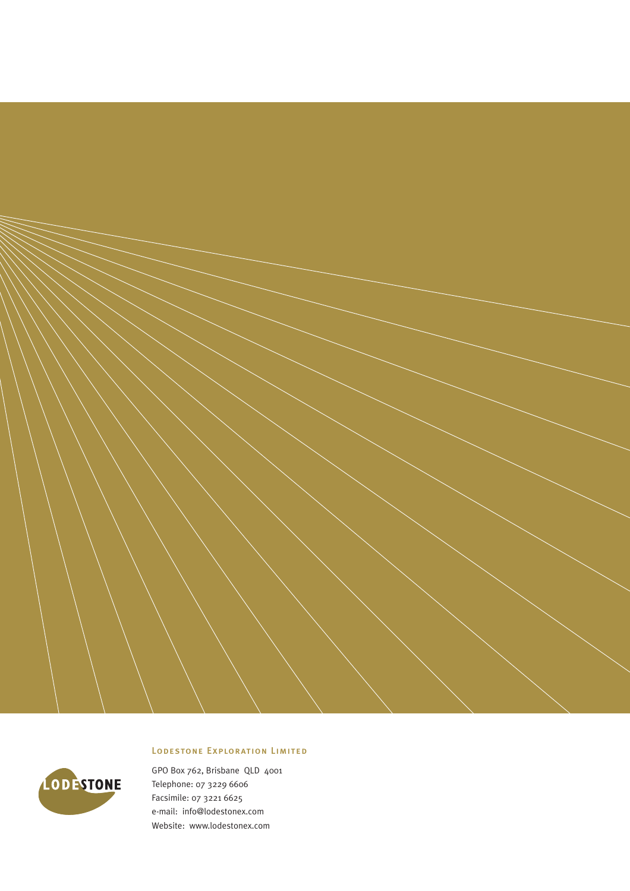LODESTONE

**Lodestone Exploration Limited**

GPO Box 762, Brisbane QLD 4001
Telephone: 07 3229 6606
Facsimile: 07 3221 6625
e-mail: info@lodestonex.com
Website: www.lodestonex.com